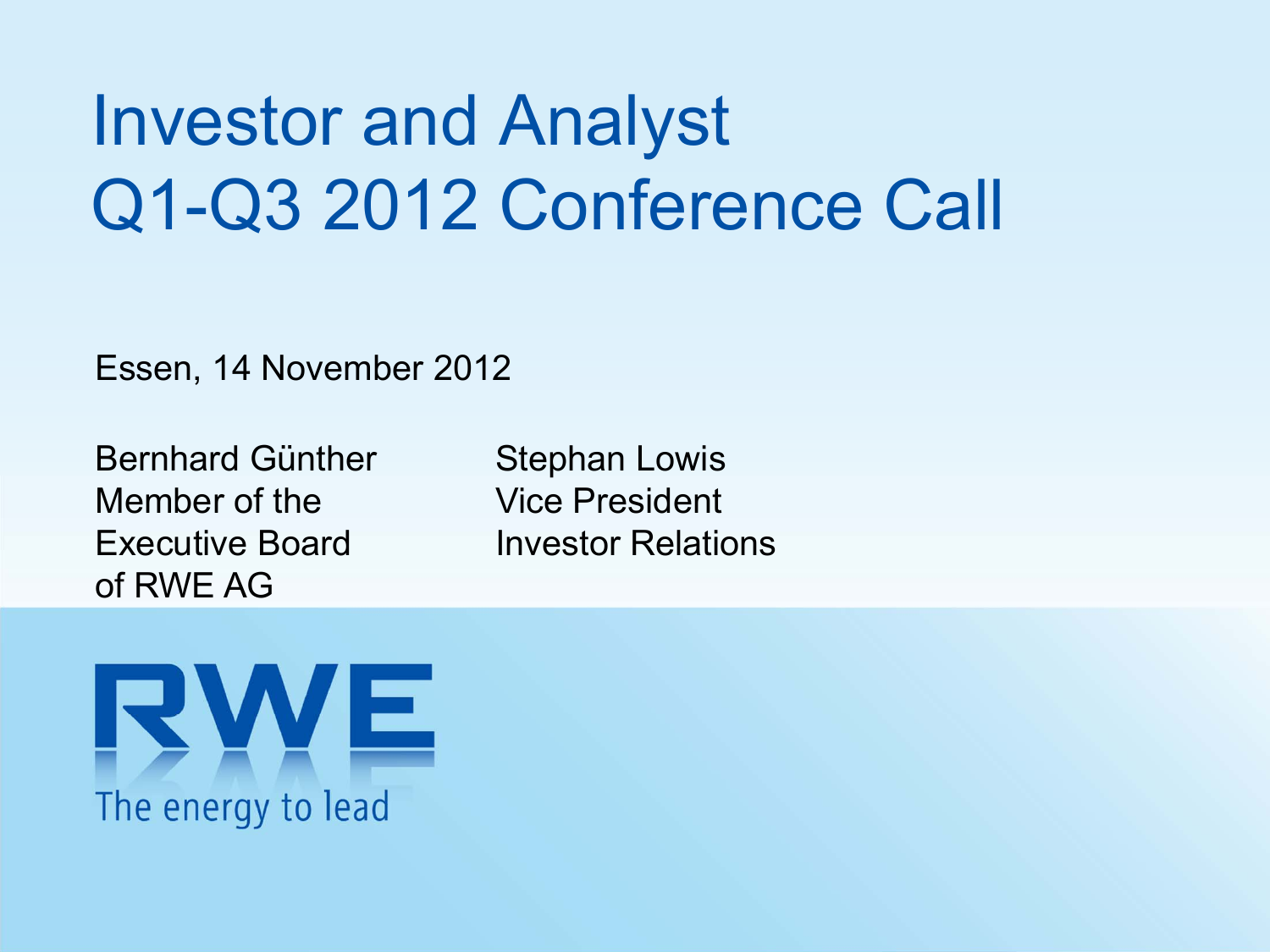# Investor and Analyst Q1-Q3 2012 Conference Call

Essen, 14 November 2012

Bernhard Günther
Member of the Executive Board of RWE AG

Stephan Lowis
Vice President Investor Relations

RWE

The energy to lead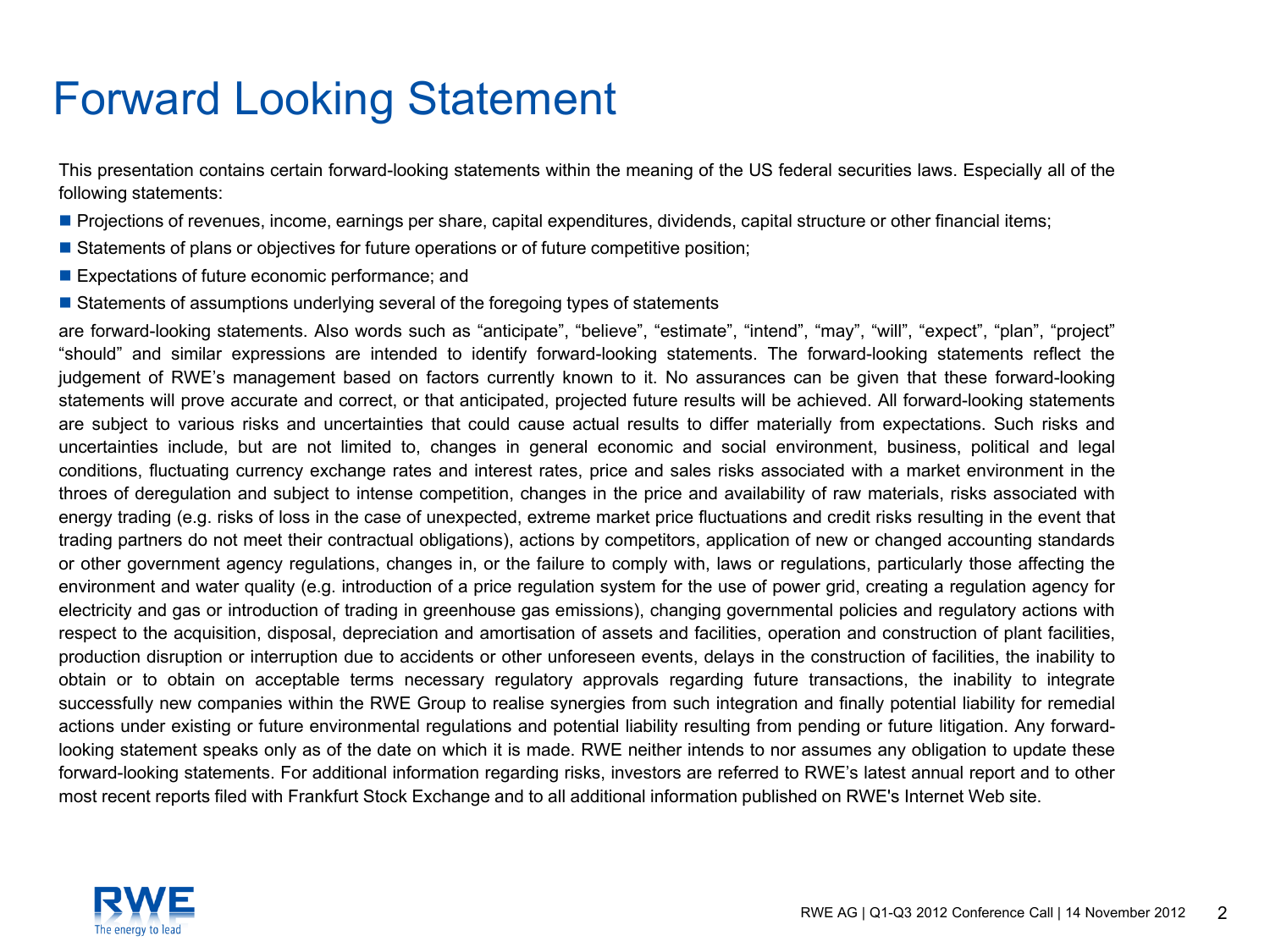# Forward Looking Statement

This presentation contains certain forward-looking statements within the meaning of the US federal securities laws. Especially all of the following statements:

- Projections of revenues, income, earnings per share, capital expenditures, dividends, capital structure or other financial items;
- Statements of plans or objectives for future operations or of future competitive position;
- Expectations of future economic performance; and
- Statements of assumptions underlying several of the foregoing types of statements

are forward-looking statements. Also words such as “anticipate”, “believe”, “estimate”, “intend”, “may”, “will”, “expect”, “plan”, “project” “should” and similar expressions are intended to identify forward-looking statements. The forward-looking statements reflect the judgement of RWE’s management based on factors currently known to it. No assurances can be given that these forward-looking statements will prove accurate and correct, or that anticipated, projected future results will be achieved. All forward-looking statements are subject to various risks and uncertainties that could cause actual results to differ materially from expectations. Such risks and uncertainties include, but are not limited to, changes in general economic and social environment, business, political and legal conditions, fluctuating currency exchange rates and interest rates, price and sales risks associated with a market environment in the throes of deregulation and subject to intense competition, changes in the price and availability of raw materials, risks associated with energy trading (e.g. risks of loss in the case of unexpected, extreme market price fluctuations and credit risks resulting in the event that trading partners do not meet their contractual obligations), actions by competitors, application of new or changed accounting standards or other government agency regulations, changes in, or the failure to comply with, laws or regulations, particularly those affecting the environment and water quality (e.g. introduction of a price regulation system for the use of power grid, creating a regulation agency for electricity and gas or introduction of trading in greenhouse gas emissions), changing governmental policies and regulatory actions with respect to the acquisition, disposal, depreciation and amortisation of assets and facilities, operation and construction of plant facilities, production disruption or interruption due to accidents or other unforeseen events, delays in the construction of facilities, the inability to obtain or to obtain on acceptable terms necessary regulatory approvals regarding future transactions, the inability to integrate successfully new companies within the RWE Group to realise synergies from such integration and finally potential liability for remedial actions under existing or future environmental regulations and potential liability resulting from pending or future litigation. Any forward-looking statement speaks only as of the date on which it is made. RWE neither intends to nor assumes any obligation to update these forward-looking statements. For additional information regarding risks, investors are referred to RWE’s latest annual report and to other most recent reports filed with Frankfurt Stock Exchange and to all additional information published on RWE's Internet Web site.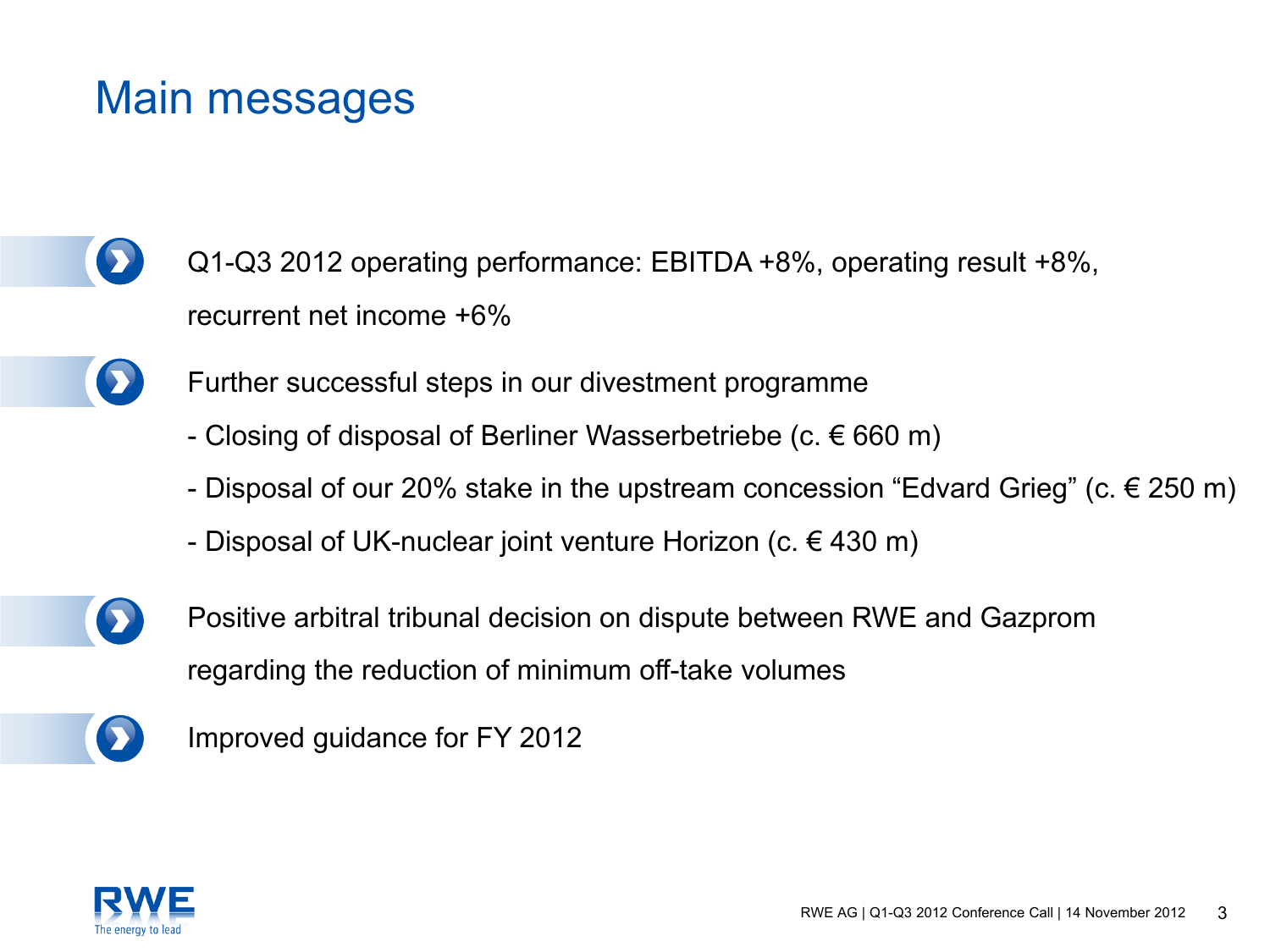# Main messages

- Q1-Q3 2012 operating performance: EBITDA +8%, operating result +8%, recurrent net income +6%
- Further successful steps in our divestment programme
  - Closing of disposal of Berliner Wasserbetriebe (c. € 660 m)
  - Disposal of our 20% stake in the upstream concession "Edvard Grieg" (c. € 250 m)
  - Disposal of UK-nuclear joint venture Horizon (c. € 430 m)
- Positive arbitral tribunal decision on dispute between RWE and Gazprom regarding the reduction of minimum off-take volumes
- Improved guidance for FY 2012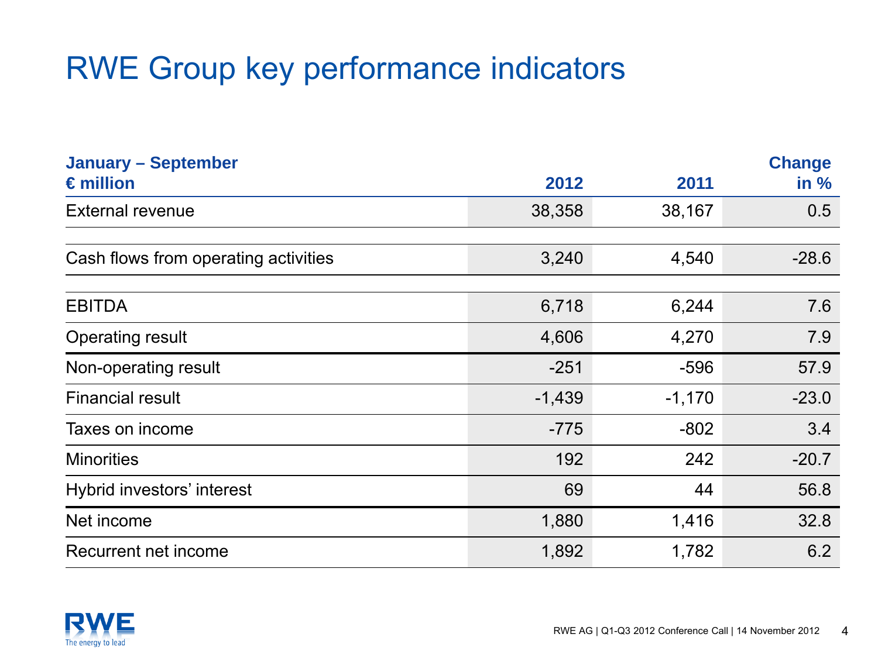# RWE Group key performance indicators

| January – September<br>€ million | 2012 | 2011 | Change<br>in % |
|---|---|---|---|
| External revenue | 38,358 | 38,167 | 0.5 |
| Cash flows from operating activities | 3,240 | 4,540 | -28.6 |
| EBITDA | 6,718 | 6,244 | 7.6 |
| Operating result | 4,606 | 4,270 | 7.9 |
| Non-operating result | -251 | -596 | 57.9 |
| Financial result | -1,439 | -1,170 | -23.0 |
| Taxes on income | -775 | -802 | 3.4 |
| Minorities | 192 | 242 | -20.7 |
| Hybrid investors' interest | 69 | 44 | 56.8 |
| Net income | 1,880 | 1,416 | 32.8 |
| Recurrent net income | 1,892 | 1,782 | 6.2 |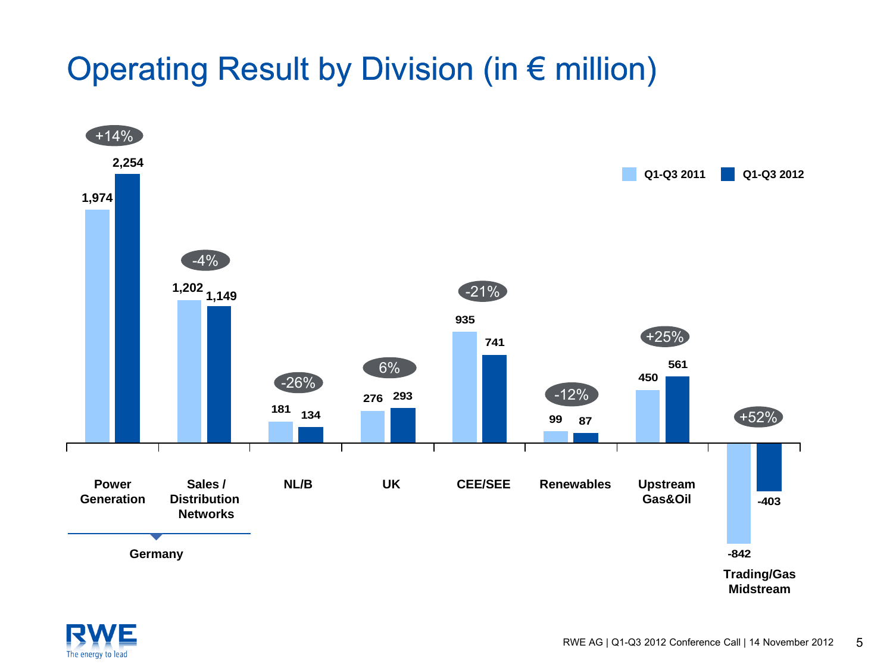# Operating Result by Division (in € million)

| Division | Q1-Q3 2011 | Q1-Q3 2012 | Change |
|---|---|---|---|
| Germany – Power Generation | 1,974 | 2,254 | +14% |
| Germany – Sales / Distribution Networks | 1,202 | 1,149 | -4% |
| NL/B | 181 | 134 | -26% |
| UK | 276 | 293 | 6% |
| CEE/SEE | 935 | 741 | -21% |
| Renewables | 99 | 87 | -12% |
| Upstream Gas&Oil | 450 | 561 | +25% |
| Trading/Gas Midstream | -842 | -403 | +52% |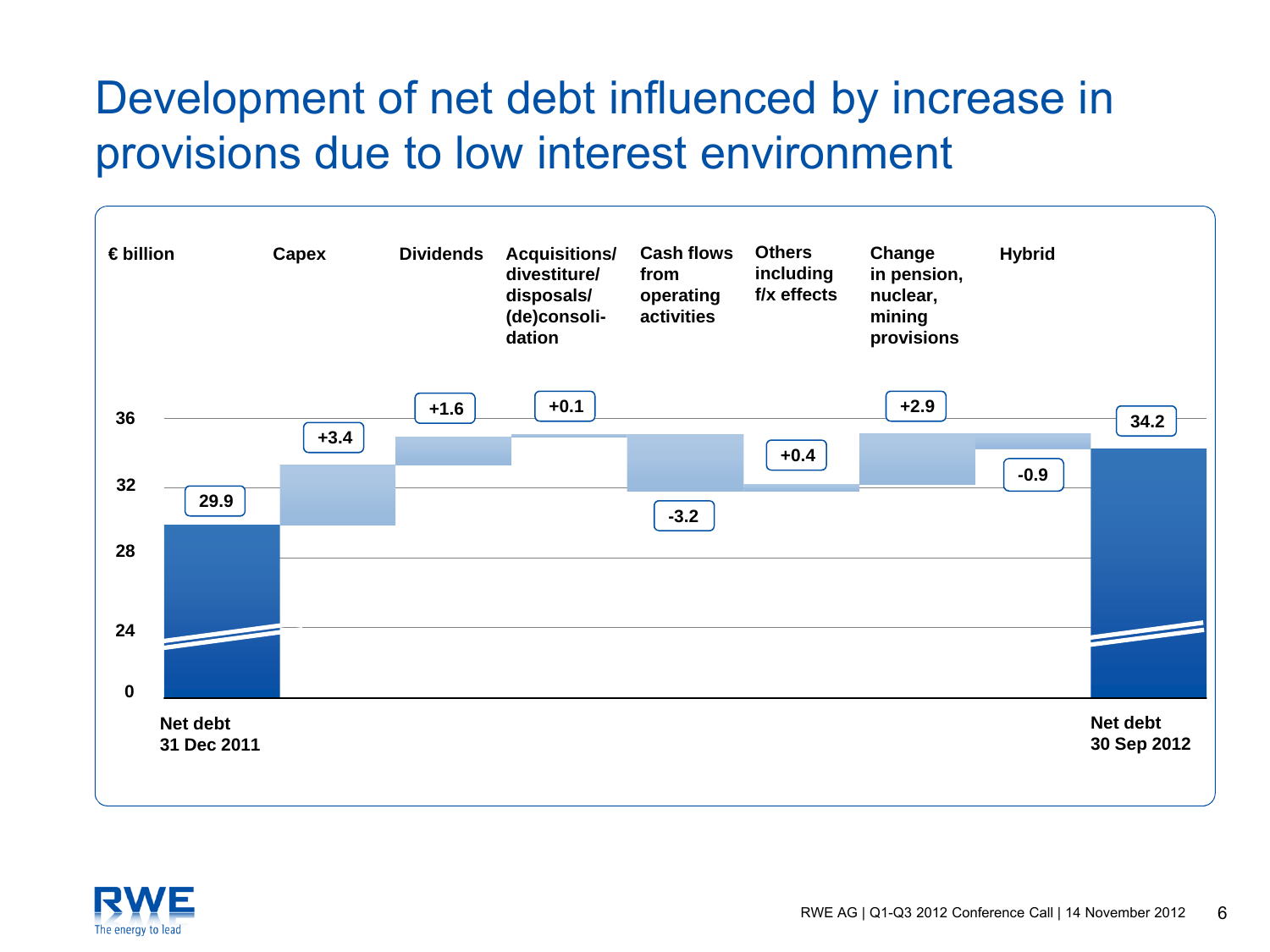# Development of net debt influenced by increase in provisions due to low interest environment

€ billion

| Item | Value |
|---|---|
| Net debt 31 Dec 2011 | 29.9 |
| Capex | +3.4 |
| Dividends | +1.6 |
| Acquisitions/ divestiture/ disposals/ (de)consolidation | +0.1 |
| Cash flows from operating activities | -3.2 |
| Others including f/x effects | +0.4 |
| Change in pension, nuclear, mining provisions | +2.9 |
| Hybrid | -0.9 |
| Net debt 30 Sep 2012 | 34.2 |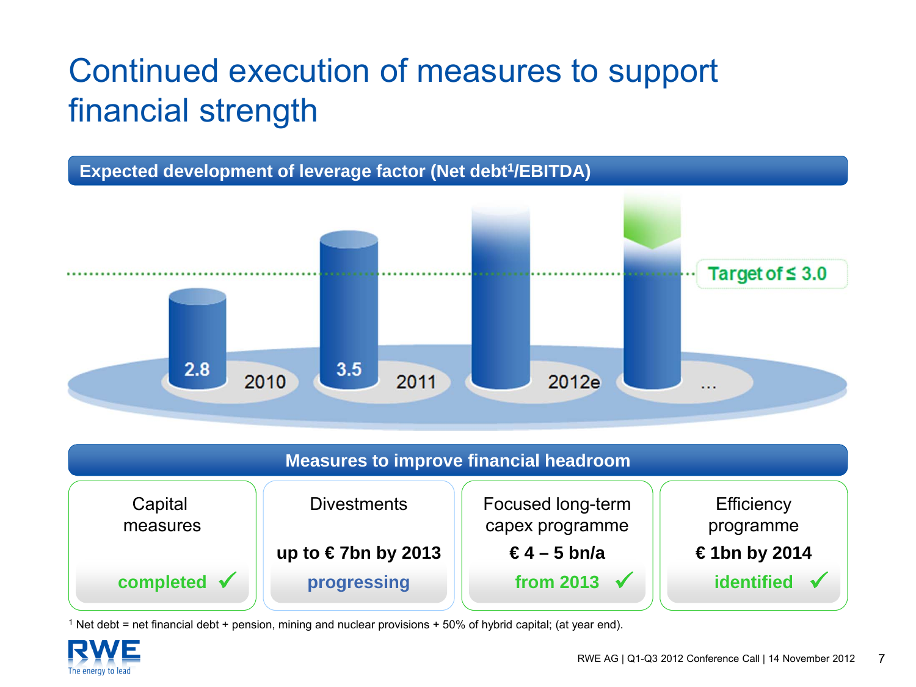# Continued execution of measures to support financial strength

## Expected development of leverage factor (Net debt[1]/EBITDA)

| Year | Leverage factor |
|---|---|
| 2010 | 2.8 |
| 2011 | 3.5 |
| 2012e | |
| … | |

Target of ≤ 3.0

## Measures to improve financial headroom

| Capital measures | Divestments | Focused long-term capex programme | Efficiency programme |
|---|---|---|---|
| | **up to € 7bn by 2013** | **€ 4 – 5 bn/a** | **€ 1bn by 2014** |
| **completed ✓** | **progressing** | **from 2013 ✓** | **identified ✓** |

[1] Net debt = net financial debt + pension, mining and nuclear provisions + 50% of hybrid capital; (at year end).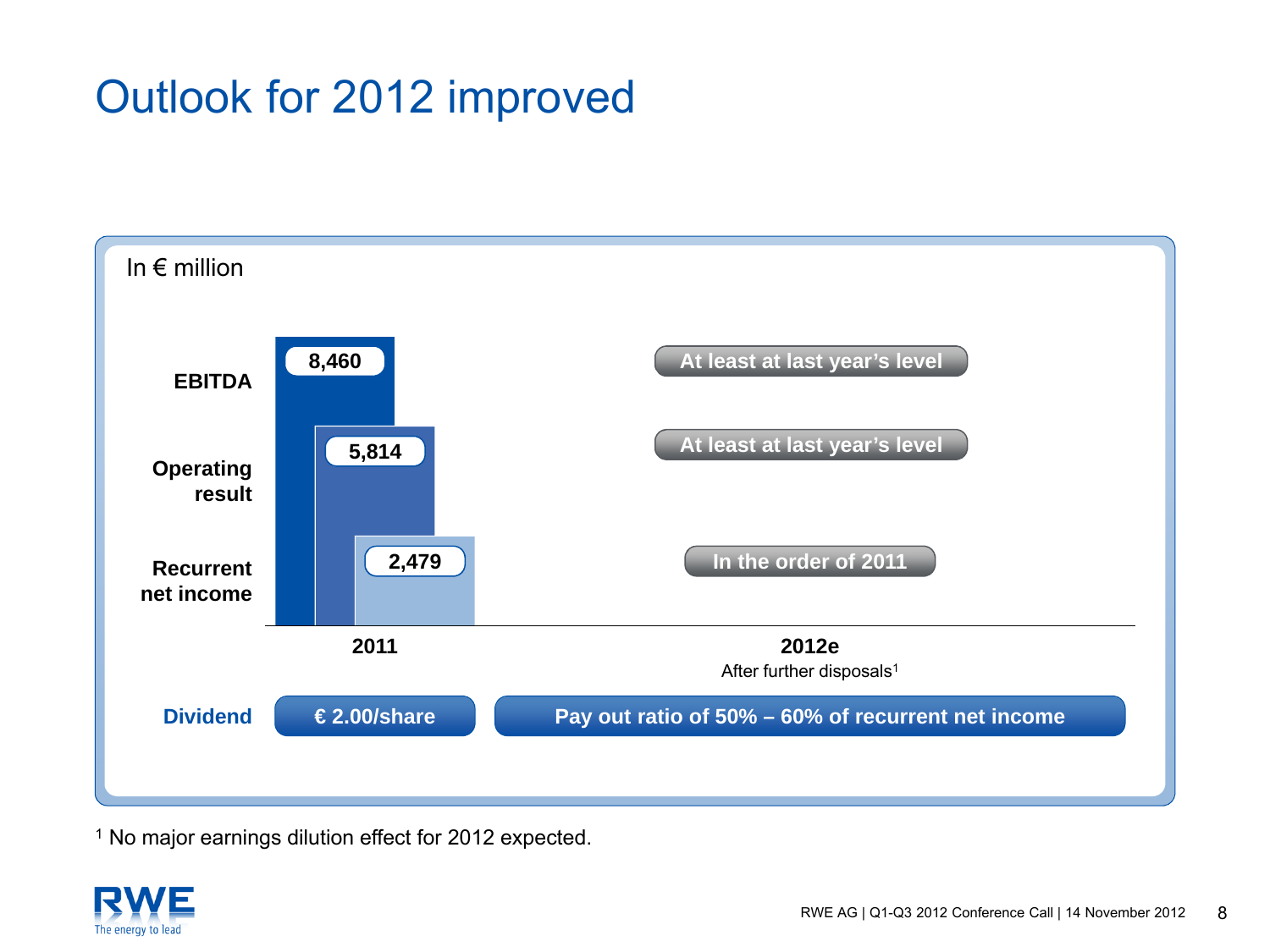# Outlook for 2012 improved

In € million

| | 2011 | 2012e<br>After further disposals[1] |
|---|---|---|
| **EBITDA** | 8,460 | At least at last year's level |
| **Operating result** | 5,814 | At least at last year's level |
| **Recurrent net income** | 2,479 | In the order of 2011 |
| **Dividend** | € 2.00/share | Pay out ratio of 50% – 60% of recurrent net income |

[1] No major earnings dilution effect for 2012 expected.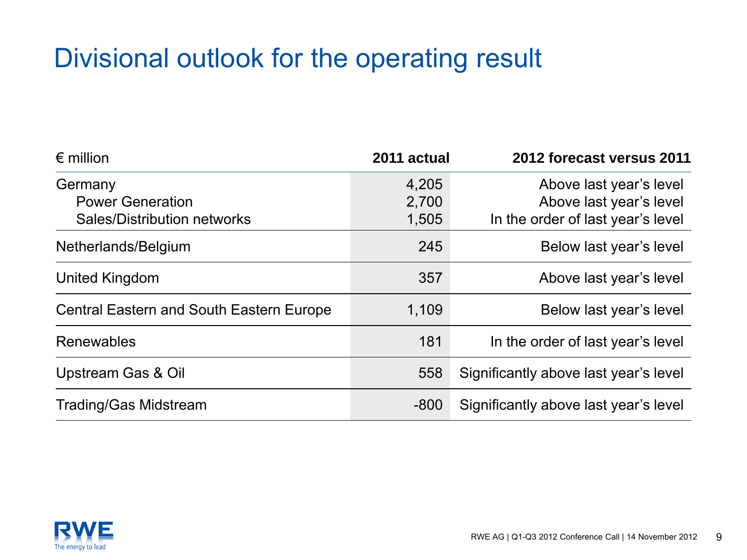# Divisional outlook for the operating result

| € million | 2011 actual | 2012 forecast versus 2011 |
|---|---|---|
| Germany | 4,205 | Above last year's level |
| Power Generation | 2,700 | Above last year's level |
| Sales/Distribution networks | 1,505 | In the order of last year's level |
| Netherlands/Belgium | 245 | Below last year's level |
| United Kingdom | 357 | Above last year's level |
| Central Eastern and South Eastern Europe | 1,109 | Below last year's level |
| Renewables | 181 | In the order of last year's level |
| Upstream Gas & Oil | 558 | Significantly above last year's level |
| Trading/Gas Midstream | -800 | Significantly above last year's level |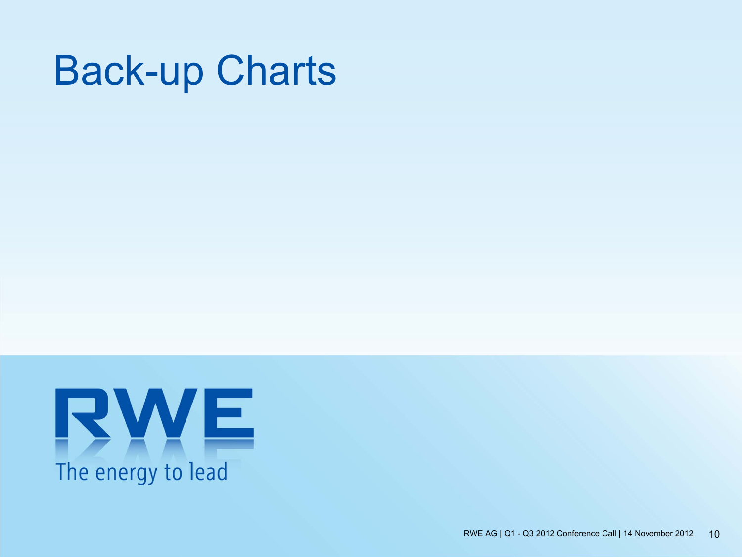# Back-up Charts

RWE

The energy to lead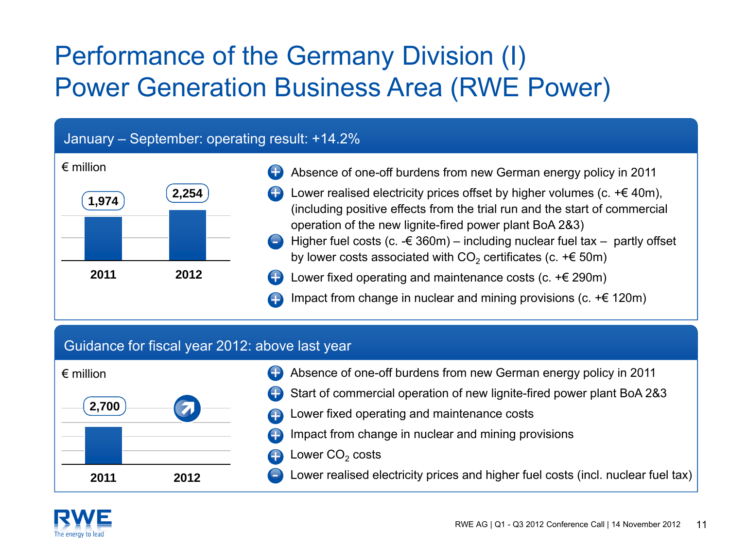# Performance of the Germany Division (I)
# Power Generation Business Area (RWE Power)

## January – September: operating result: +14.2%

€ million

| 2011 | 2012 |
| --- | --- |
| 1,974 | 2,254 |

- (+) Absence of one-off burdens from new German energy policy in 2011
- (+) Lower realised electricity prices offset by higher volumes (c. +€ 40m), (including positive effects from the trial run and the start of commercial operation of the new lignite-fired power plant BoA 2&3)
- (-) Higher fuel costs (c. -€ 360m) – including nuclear fuel tax – partly offset by lower costs associated with $CO_2$ certificates (c. +€ 50m)
- (+) Lower fixed operating and maintenance costs (c. +€ 290m)
- (+) Impact from change in nuclear and mining provisions (c. +€ 120m)

## Guidance for fiscal year 2012: above last year

€ million

| 2011 | 2012 |
| --- | --- |
| 2,700 | ↗ |

- (+) Absence of one-off burdens from new German energy policy in 2011
- (+) Start of commercial operation of new lignite-fired power plant BoA 2&3
- (+) Lower fixed operating and maintenance costs
- (+) Impact from change in nuclear and mining provisions
- (+) Lower $CO_2$ costs
- (-) Lower realised electricity prices and higher fuel costs (incl. nuclear fuel tax)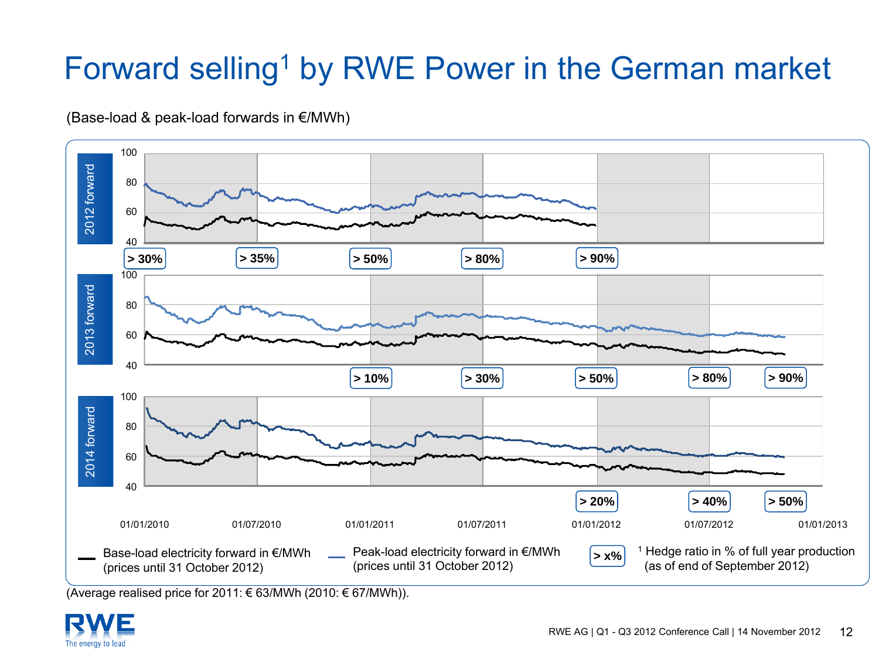# Forward selling[1] by RWE Power in the German market

(Base-load & peak-load forwards in €/MWh)

**2012 forward** — hedge ratios: > 30% (01/01/2010), > 35% (01/07/2010), > 50% (01/01/2011), > 80% (01/07/2011), > 90% (01/01/2012)

**2013 forward** — hedge ratios: > 10% (01/01/2011), > 30% (01/07/2011), > 50% (01/01/2012), > 80% (01/07/2012), > 90%

**2014 forward** — hedge ratios: > 20% (01/01/2012), > 40% (01/07/2012), > 50%

Axis: 40 – 100 €/MWh; 01/01/2010, 01/07/2010, 01/01/2011, 01/07/2011, 01/01/2012, 01/07/2012, 01/01/2013

- Base-load electricity forward in €/MWh (prices until 31 October 2012)
- Peak-load electricity forward in €/MWh (prices until 31 October 2012)
- > x% — [1] Hedge ratio in % of full year production (as of end of September 2012)

(Average realised price for 2011: € 63/MWh (2010: € 67/MWh)).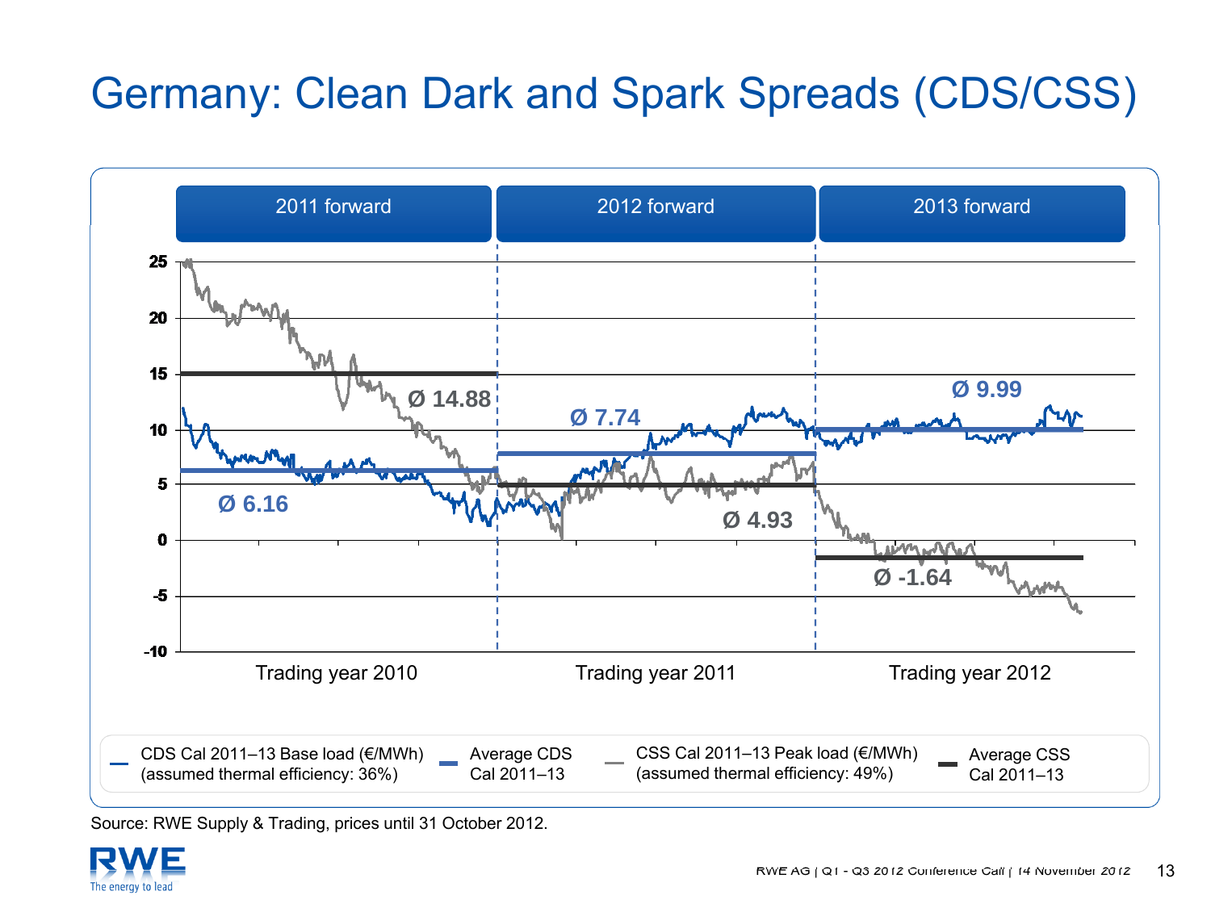# Germany: Clean Dark and Spark Spreads (CDS/CSS)

| 2011 forward | 2012 forward | 2013 forward |
| --- | --- | --- |
| Trading year 2010 | Trading year 2011 | Trading year 2012 |
| Average CDS: Ø 6.16 | Average CDS: Ø 7.74 | Average CDS: Ø 9.99 |
| Average CSS: Ø 14.88 | Average CSS: Ø 4.93 | Average CSS: Ø -1.64 |

- CDS Cal 2011–13 Base load (€/MWh) (assumed thermal efficiency: 36%)
- Average CDS Cal 2011–13
- CSS Cal 2011–13 Peak load (€/MWh) (assumed thermal efficiency: 49%)
- Average CSS Cal 2011–13

Source: RWE Supply & Trading, prices until 31 October 2012.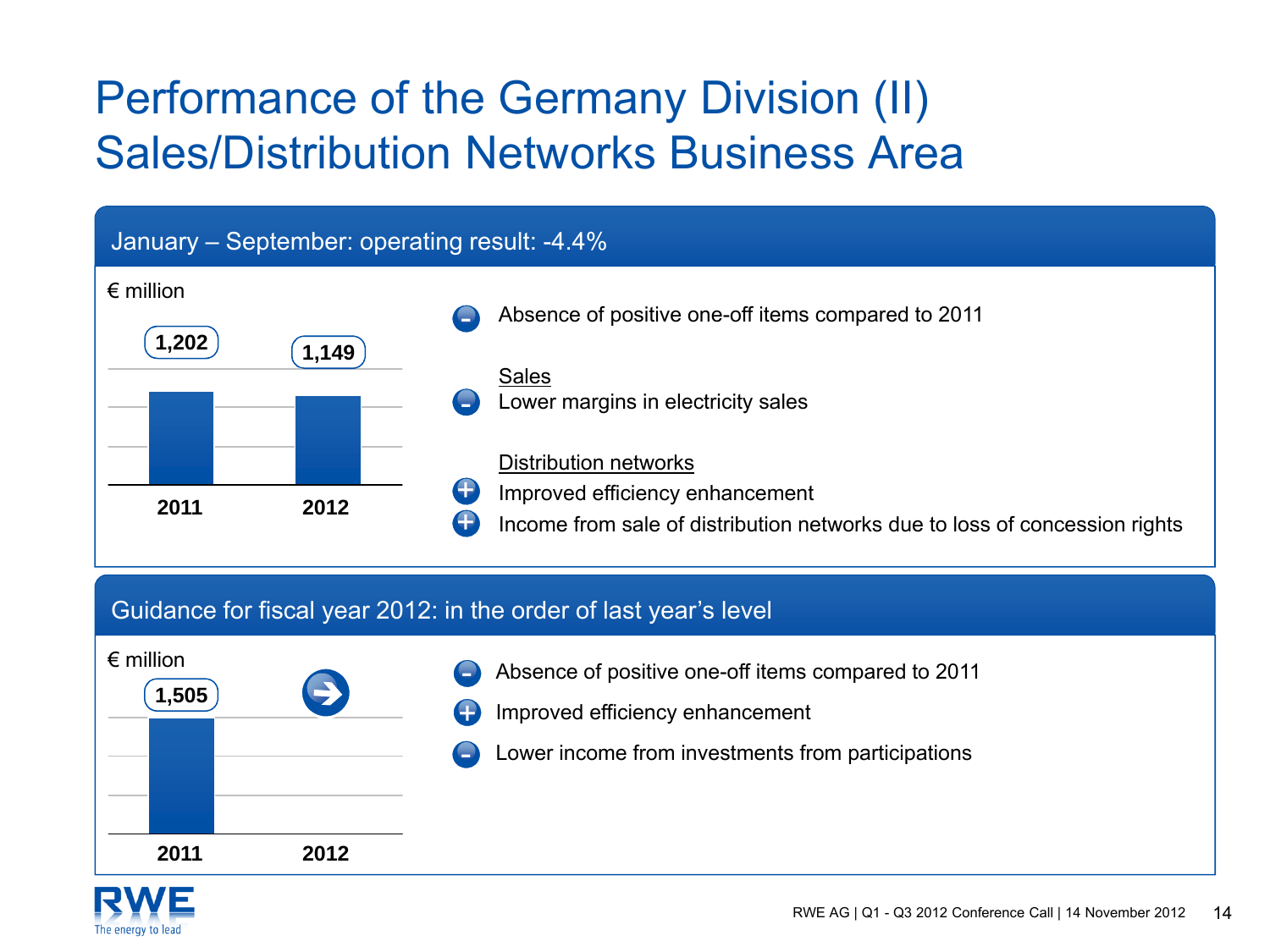# Performance of the Germany Division (II)
# Sales/Distribution Networks Business Area

## January – September: operating result: -4.4%

€ million

| 2011 | 2012 |
|---|---|
| 1,202 | 1,149 |

- (-) Absence of positive one-off items compared to 2011

Sales

- (-) Lower margins in electricity sales

Distribution networks

- (+) Improved efficiency enhancement
- (+) Income from sale of distribution networks due to loss of concession rights

## Guidance for fiscal year 2012: in the order of last year's level

€ million

| 2011 | 2012 |
|---|---|
| 1,505 | → |

- (-) Absence of positive one-off items compared to 2011
- (+) Improved efficiency enhancement
- (-) Lower income from investments from participations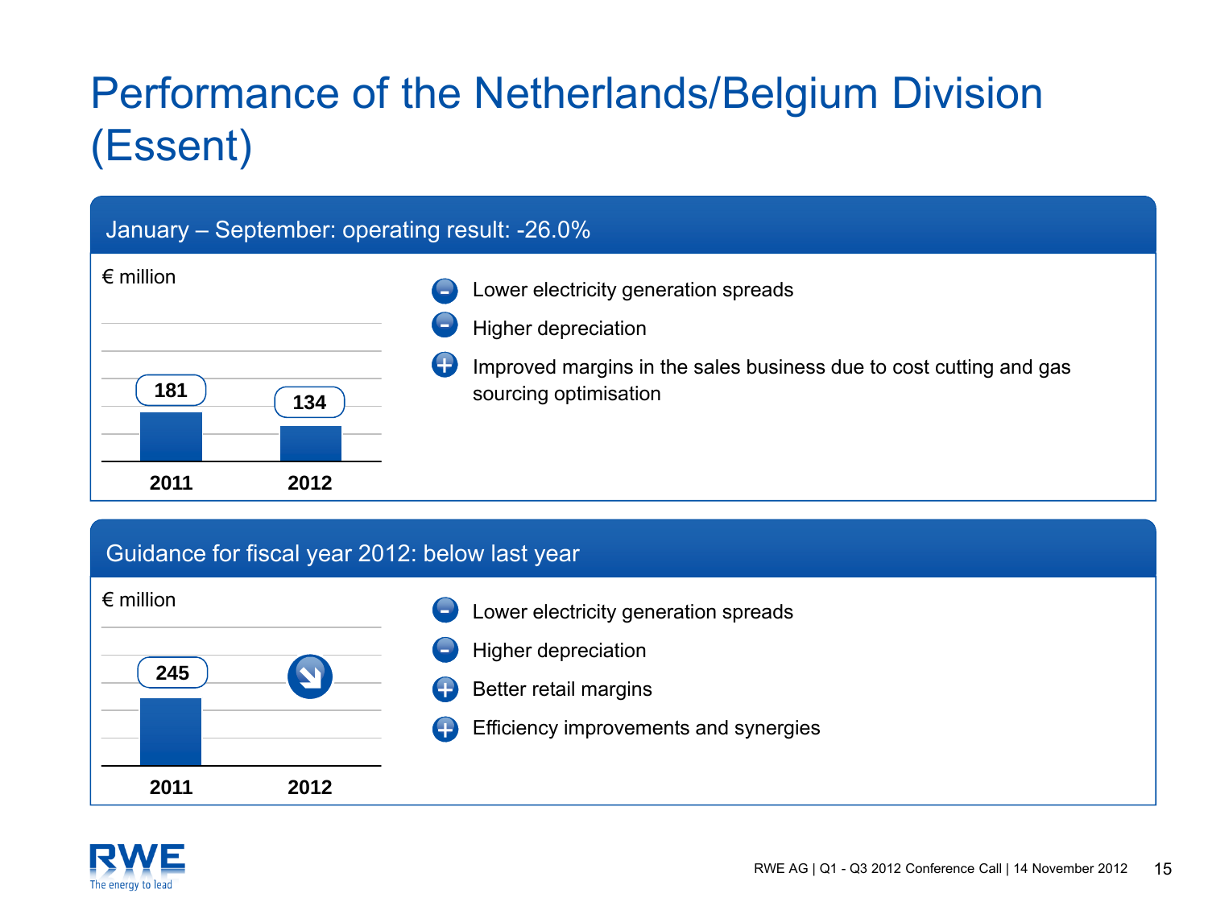# Performance of the Netherlands/Belgium Division (Essent)

## January – September: operating result: -26.0%

€ million

| | 2011 | 2012 |
|---|---|---|
| Operating result | 181 | 134 |

- − Lower electricity generation spreads
- − Higher depreciation
- + Improved margins in the sales business due to cost cutting and gas sourcing optimisation

## Guidance for fiscal year 2012: below last year

€ million

| | 2011 | 2012 |
|---|---|---|
| Operating result | 245 | ↘ |

- − Lower electricity generation spreads
- − Higher depreciation
- + Better retail margins
- + Efficiency improvements and synergies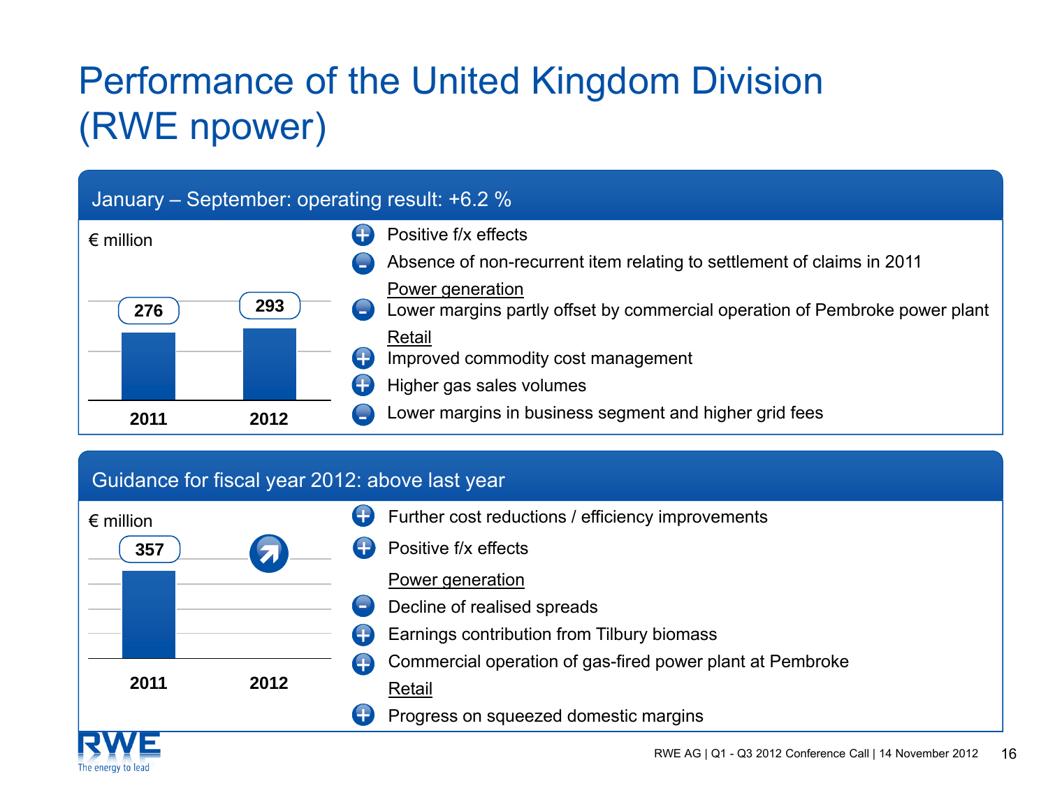# Performance of the United Kingdom Division (RWE npower)

## January – September: operating result: +6.2 %

€ million

| 2011 | 2012 |
|---|---|
| 276 | 293 |

- (+) Positive f/x effects
- (–) Absence of non-recurrent item relating to settlement of claims in 2011

Power generation

- (–) Lower margins partly offset by commercial operation of Pembroke power plant

Retail

- (+) Improved commodity cost management
- (+) Higher gas sales volumes
- (–) Lower margins in business segment and higher grid fees

## Guidance for fiscal year 2012: above last year

€ million

| 2011 | 2012 |
|---|---|
| 357 | ↗ |

- (+) Further cost reductions / efficiency improvements
- (+) Positive f/x effects

Power generation

- (–) Decline of realised spreads
- (+) Earnings contribution from Tilbury biomass
- (+) Commercial operation of gas-fired power plant at Pembroke

Retail

- (+) Progress on squeezed domestic margins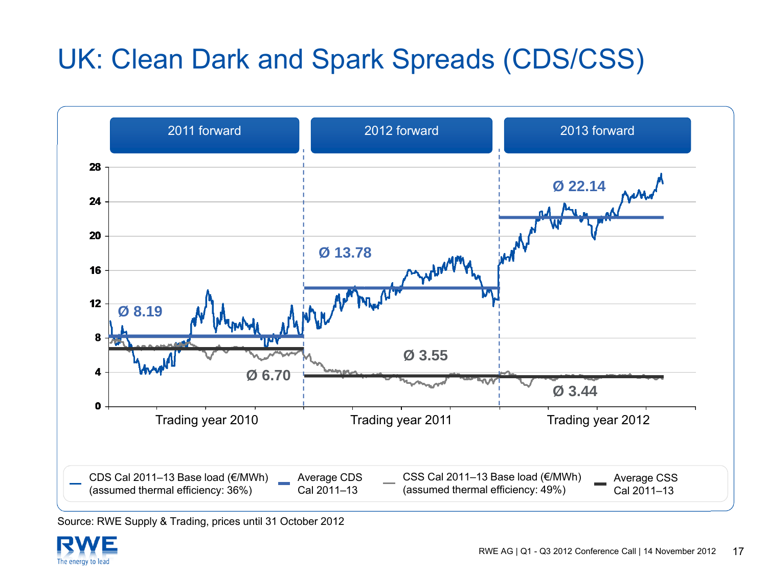# UK: Clean Dark and Spark Spreads (CDS/CSS)

| | 2011 forward | 2012 forward | 2013 forward |
|---|---|---|---|
| Average CDS (Ø) | 8.19 | 13.78 | 22.14 |
| Average CSS (Ø) | 6.70 | 3.55 | 3.44 |
| | Trading year 2010 | Trading year 2011 | Trading year 2012 |

- CDS Cal 2011–13 Base load (€/MWh) (assumed thermal efficiency: 36%)
- Average CDS Cal 2011–13
- CSS Cal 2011–13 Base load (€/MWh) (assumed thermal efficiency: 49%)
- Average CSS Cal 2011–13

Source: RWE Supply & Trading, prices until 31 October 2012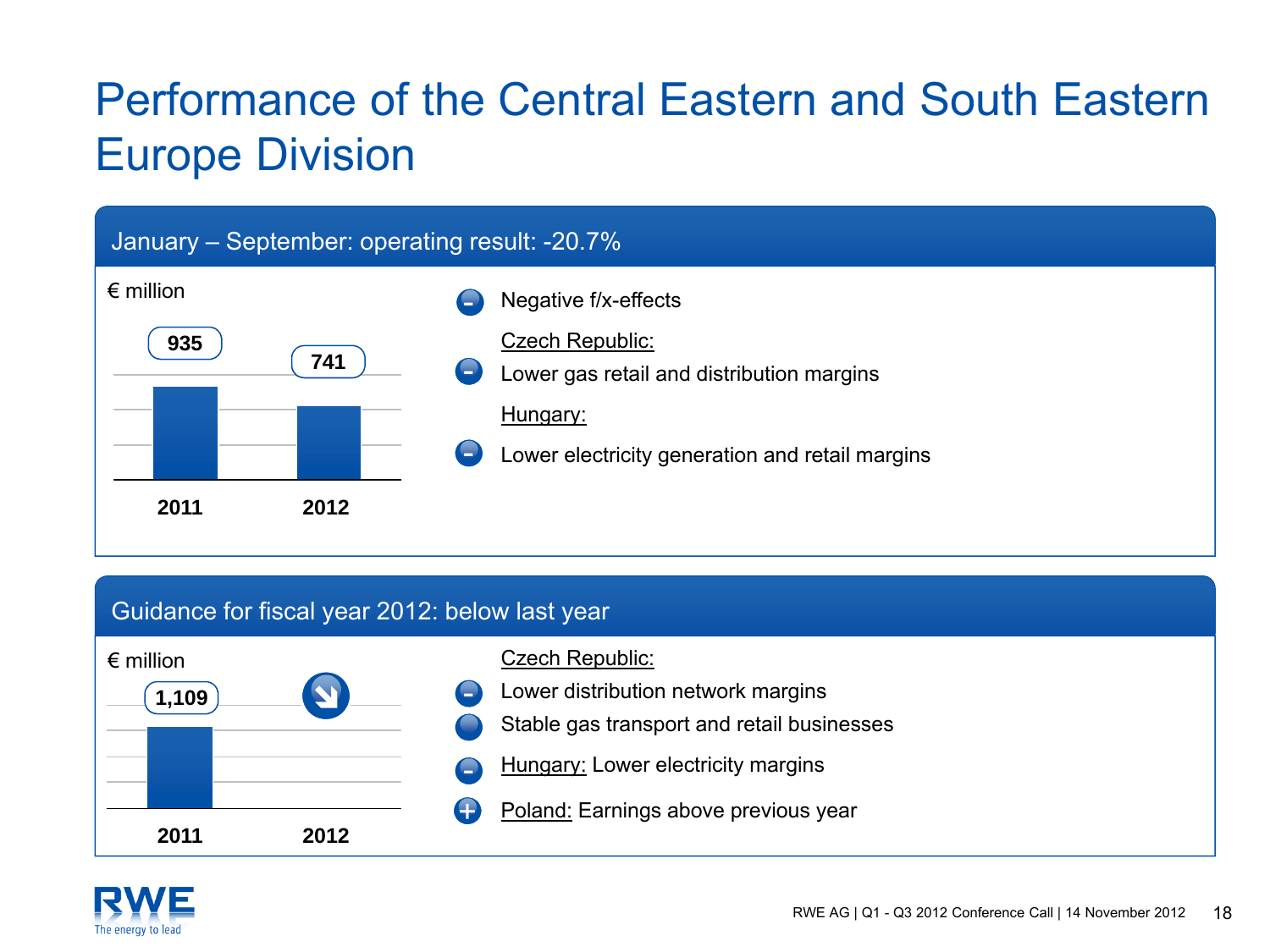# Performance of the Central Eastern and South Eastern Europe Division

## January – September: operating result: -20.7%

€ million

| | 2011 | 2012 |
|---|---|---|
| Operating result | 935 | 741 |

- (−) Negative f/x-effects

Czech Republic:

- (−) Lower gas retail and distribution margins

Hungary:

- (−) Lower electricity generation and retail margins

## Guidance for fiscal year 2012: below last year

€ million

| | 2011 | 2012 |
|---|---|---|
| Operating result | 1,109 | ↘ |

Czech Republic:

- (−) Lower distribution network margins
- Stable gas transport and retail businesses
- (−) Hungary: Lower electricity margins
- (+) Poland: Earnings above previous year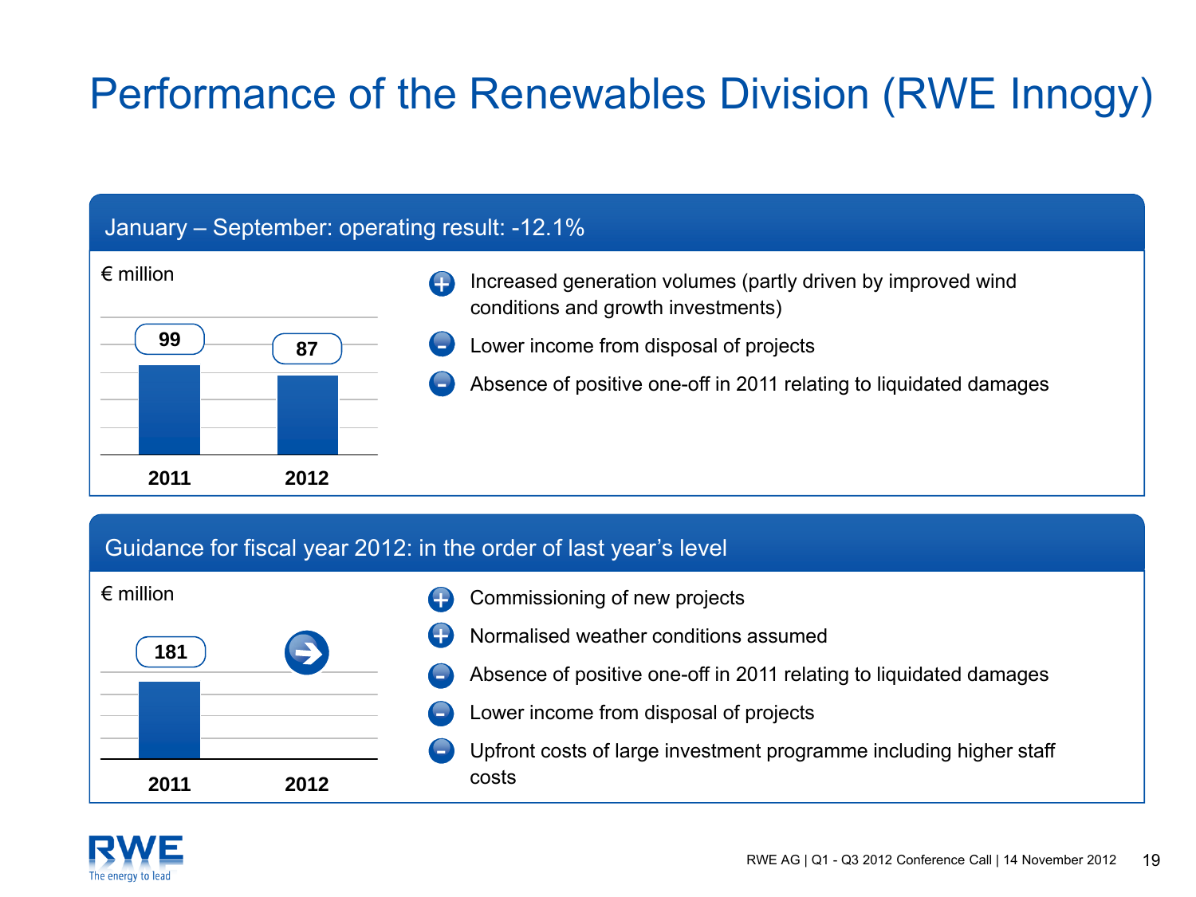# Performance of the Renewables Division (RWE Innogy)

## January – September: operating result: -12.1%

€ million

| 2011 | 2012 |
|---|---|
| 99 | 87 |

- (+) Increased generation volumes (partly driven by improved wind conditions and growth investments)
- (–) Lower income from disposal of projects
- (–) Absence of positive one-off in 2011 relating to liquidated damages

## Guidance for fiscal year 2012: in the order of last year's level

€ million

| 2011 | 2012 |
|---|---|
| 181 | → |

- (+) Commissioning of new projects
- (+) Normalised weather conditions assumed
- (–) Absence of positive one-off in 2011 relating to liquidated damages
- (–) Lower income from disposal of projects
- (–) Upfront costs of large investment programme including higher staff costs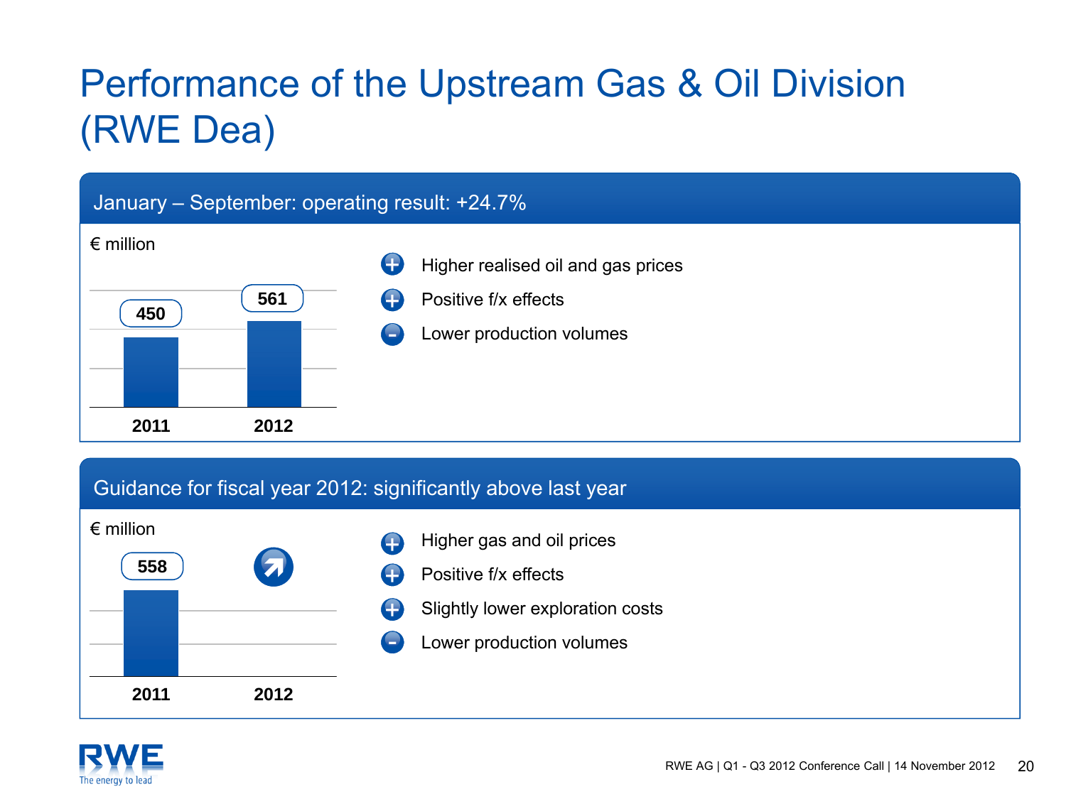# Performance of the Upstream Gas & Oil Division (RWE Dea)

## January – September: operating result: +24.7%

€ million

| 2011 | 2012 |
|---|---|
| 450 | 561 |

- (+) Higher realised oil and gas prices
- (+) Positive f/x effects
- (-) Lower production volumes

## Guidance for fiscal year 2012: significantly above last year

€ million

| 2011 | 2012 |
|---|---|
| 558 | ↗ |

- (+) Higher gas and oil prices
- (+) Positive f/x effects
- (+) Slightly lower exploration costs
- (-) Lower production volumes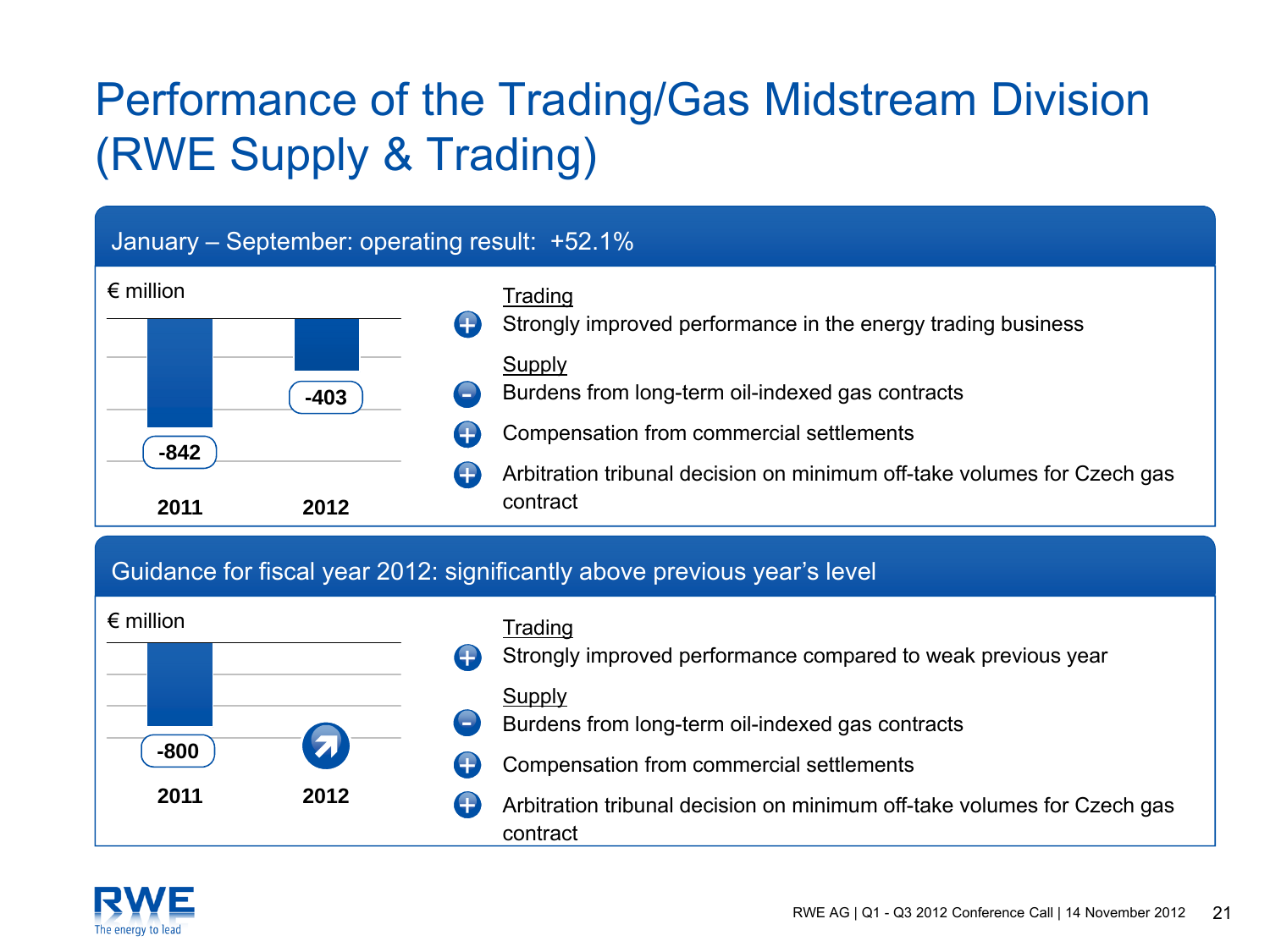# Performance of the Trading/Gas Midstream Division (RWE Supply & Trading)

## January – September: operating result: +52.1%

€ million

| | 2011 | 2012 |
|---|---|---|
| Operating result | -842 | -403 |

**Trading**

- (+) Strongly improved performance in the energy trading business

**Supply**

- (−) Burdens from long-term oil-indexed gas contracts
- (+) Compensation from commercial settlements
- (+) Arbitration tribunal decision on minimum off-take volumes for Czech gas contract

## Guidance for fiscal year 2012: significantly above previous year's level

€ million

| | 2011 | 2012 |
|---|---|---|
| Operating result | -800 | ↗ |

**Trading**

- (+) Strongly improved performance compared to weak previous year

**Supply**

- (−) Burdens from long-term oil-indexed gas contracts
- (+) Compensation from commercial settlements
- (+) Arbitration tribunal decision on minimum off-take volumes for Czech gas contract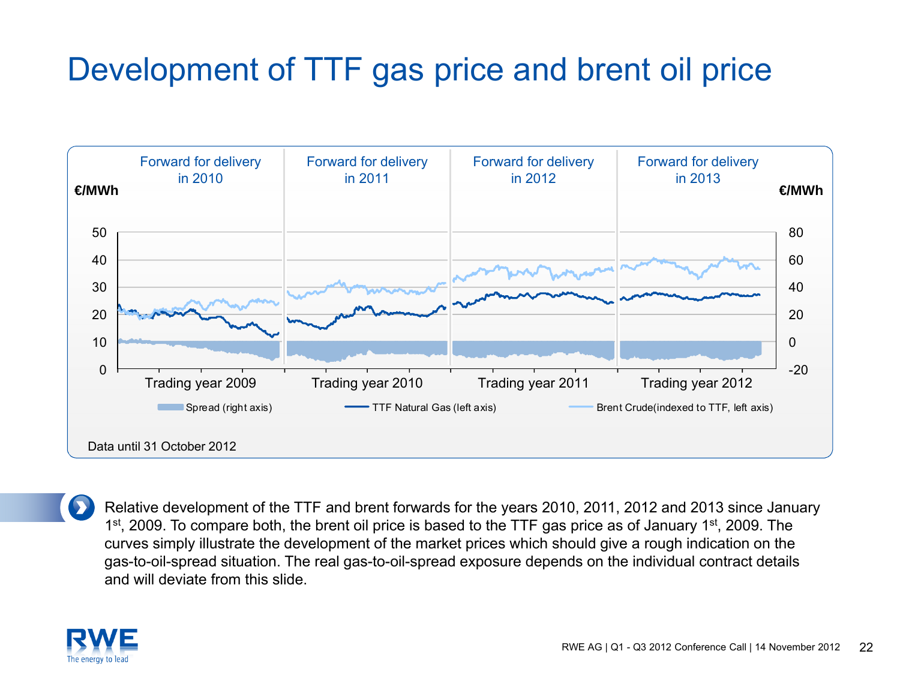# Development of TTF gas price and brent oil price

Forward for delivery in 2010 | Forward for delivery in 2011 | Forward for delivery in 2012 | Forward for delivery in 2013

€/MWh

Trading year 2009 | Trading year 2010 | Trading year 2011 | Trading year 2012

Spread (right axis) — TTF Natural Gas (left axis) — Brent Crude(indexed to TTF, left axis)

Data until 31 October 2012

Relative development of the TTF and brent forwards for the years 2010, 2011, 2012 and 2013 since January 1st, 2009. To compare both, the brent oil price is based to the TTF gas price as of January 1st, 2009. The curves simply illustrate the development of the market prices which should give a rough indication on the gas-to-oil-spread situation. The real gas-to-oil-spread exposure depends on the individual contract details and will deviate from this slide.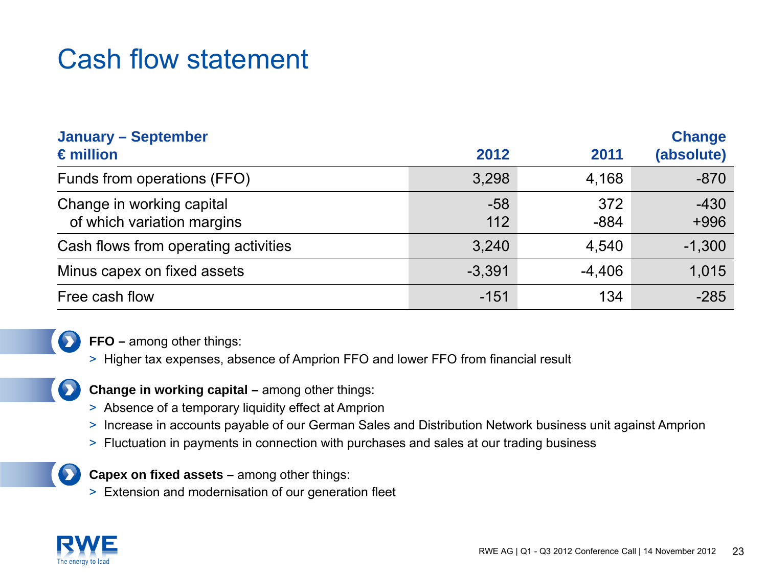# Cash flow statement

| January – September<br>€ million | 2012 | 2011 | Change (absolute) |
|---|---|---|---|
| Funds from operations (FFO) | 3,298 | 4,168 | -870 |
| Change in working capital | -58 | 372 | -430 |
| of which variation margins | 112 | -884 | +996 |
| Cash flows from operating activities | 3,240 | 4,540 | -1,300 |
| Minus capex on fixed assets | -3,391 | -4,406 | 1,015 |
| Free cash flow | -151 | 134 | -285 |

**FFO –** among other things:

> Higher tax expenses, absence of Amprion FFO and lower FFO from financial result

**Change in working capital –** among other things:

> Absence of a temporary liquidity effect at Amprion

> Increase in accounts payable of our German Sales and Distribution Network business unit against Amprion

> Fluctuation in payments in connection with purchases and sales at our trading business

**Capex on fixed assets –** among other things:

> Extension and modernisation of our generation fleet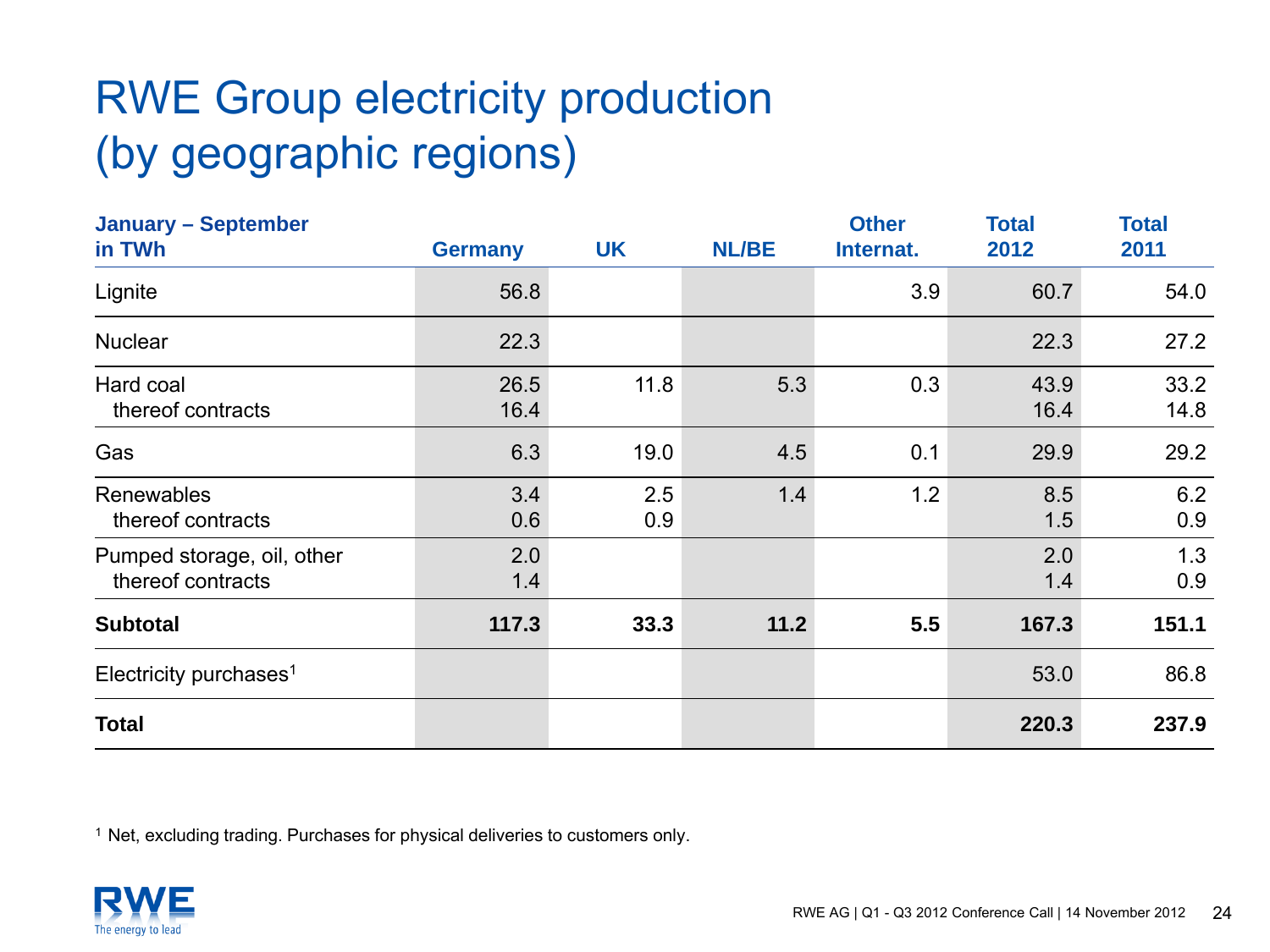# RWE Group electricity production (by geographic regions)

| January – September in TWh | Germany | UK | NL/BE | Other Internat. | Total 2012 | Total 2011 |
|---|---|---|---|---|---|---|
| Lignite | 56.8 | | | 3.9 | 60.7 | 54.0 |
| Nuclear | 22.3 | | | | 22.3 | 27.2 |
| Hard coal | 26.5 | 11.8 | 5.3 | 0.3 | 43.9 | 33.2 |
| thereof contracts | 16.4 | | | | 16.4 | 14.8 |
| Gas | 6.3 | 19.0 | 4.5 | 0.1 | 29.9 | 29.2 |
| Renewables | 3.4 | 2.5 | 1.4 | 1.2 | 8.5 | 6.2 |
| thereof contracts | 0.6 | 0.9 | | | 1.5 | 0.9 |
| Pumped storage, oil, other | 2.0 | | | | 2.0 | 1.3 |
| thereof contracts | 1.4 | | | | 1.4 | 0.9 |
| **Subtotal** | **117.3** | **33.3** | **11.2** | **5.5** | **167.3** | **151.1** |
| Electricity purchases[1] | | | | | 53.0 | 86.8 |
| **Total** | | | | | **220.3** | **237.9** |

[1] Net, excluding trading. Purchases for physical deliveries to customers only.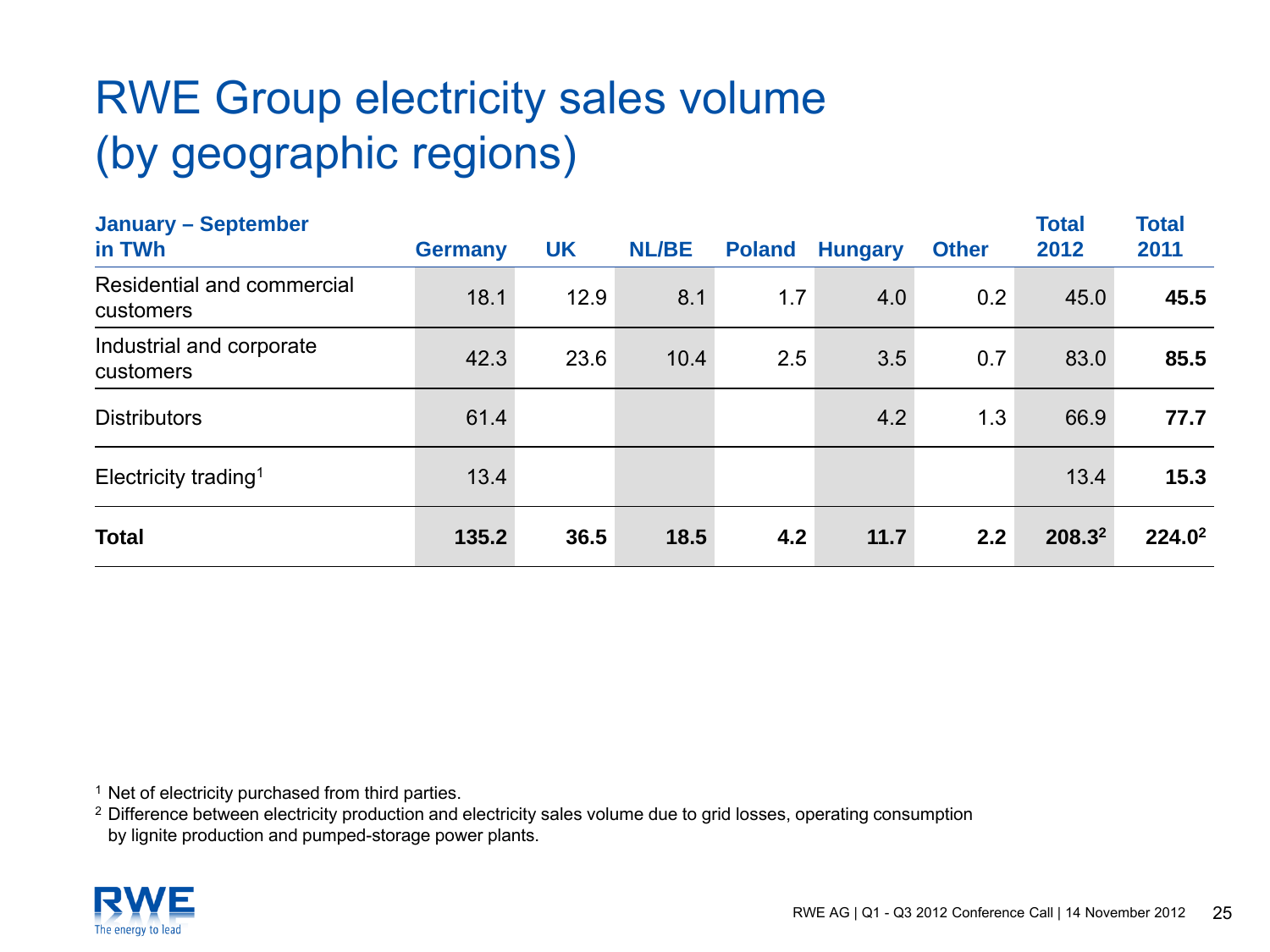# RWE Group electricity sales volume (by geographic regions)

| January – September in TWh | Germany | UK | NL/BE | Poland | Hungary | Other | Total 2012 | Total 2011 |
|---|---|---|---|---|---|---|---|---|
| Residential and commercial customers | 18.1 | 12.9 | 8.1 | 1.7 | 4.0 | 0.2 | 45.0 | **45.5** |
| Industrial and corporate customers | 42.3 | 23.6 | 10.4 | 2.5 | 3.5 | 0.7 | 83.0 | **85.5** |
| Distributors | 61.4 | | | | 4.2 | 1.3 | 66.9 | **77.7** |
| Electricity trading[1] | 13.4 | | | | | | 13.4 | **15.3** |
| **Total** | **135.2** | **36.5** | **18.5** | **4.2** | **11.7** | **2.2** | **208.3**[2] | **224.0**[2] |

[1] Net of electricity purchased from third parties.

[2] Difference between electricity production and electricity sales volume due to grid losses, operating consumption by lignite production and pumped-storage power plants.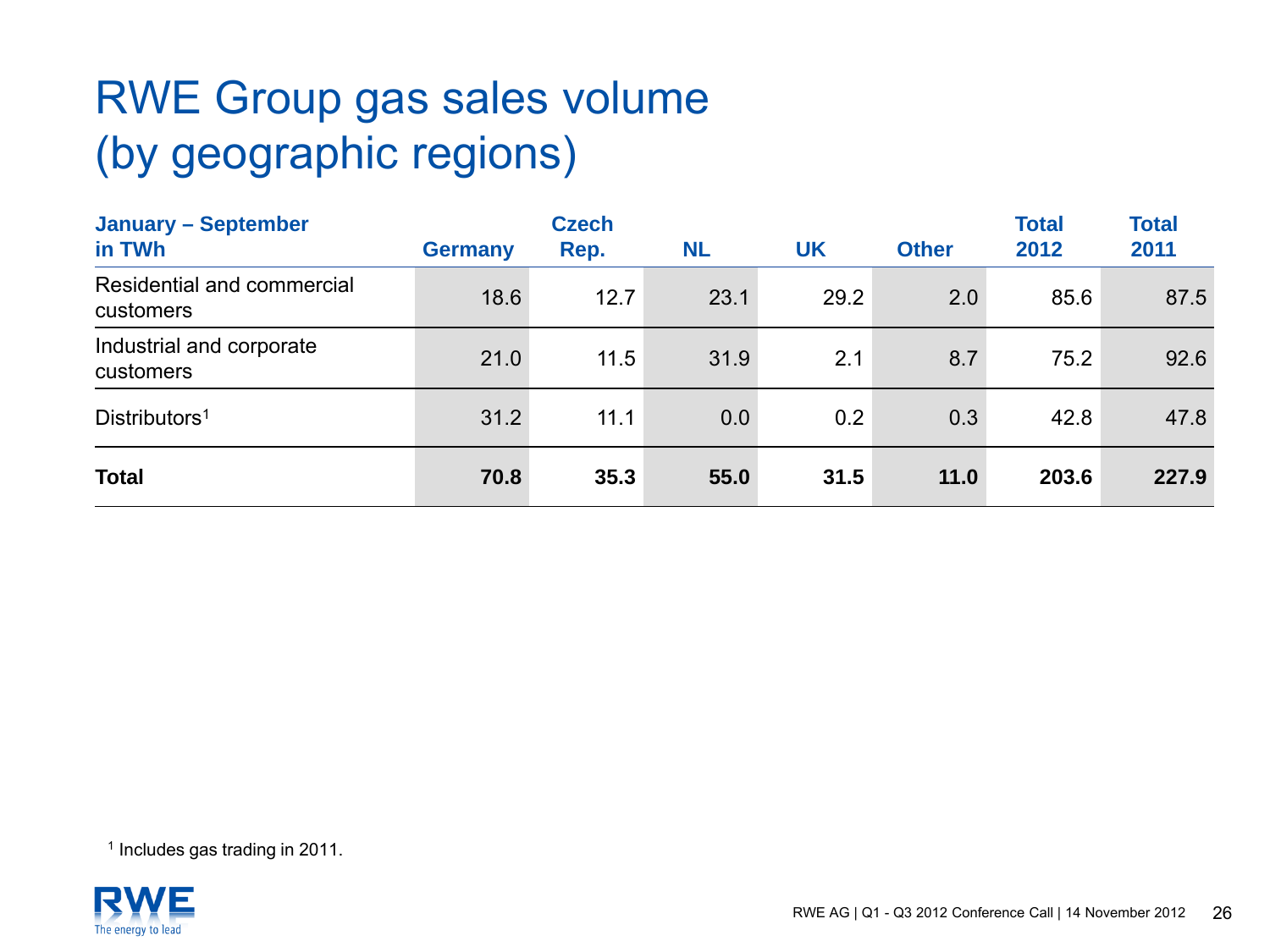# RWE Group gas sales volume (by geographic regions)

| January – September in TWh | Germany | Czech Rep. | NL | UK | Other | Total 2012 | Total 2011 |
|---|---|---|---|---|---|---|---|
| Residential and commercial customers | 18.6 | 12.7 | 23.1 | 29.2 | 2.0 | 85.6 | 87.5 |
| Industrial and corporate customers | 21.0 | 11.5 | 31.9 | 2.1 | 8.7 | 75.2 | 92.6 |
| Distributors[1] | 31.2 | 11.1 | 0.0 | 0.2 | 0.3 | 42.8 | 47.8 |
| **Total** | **70.8** | **35.3** | **55.0** | **31.5** | **11.0** | **203.6** | **227.9** |

[1] Includes gas trading in 2011.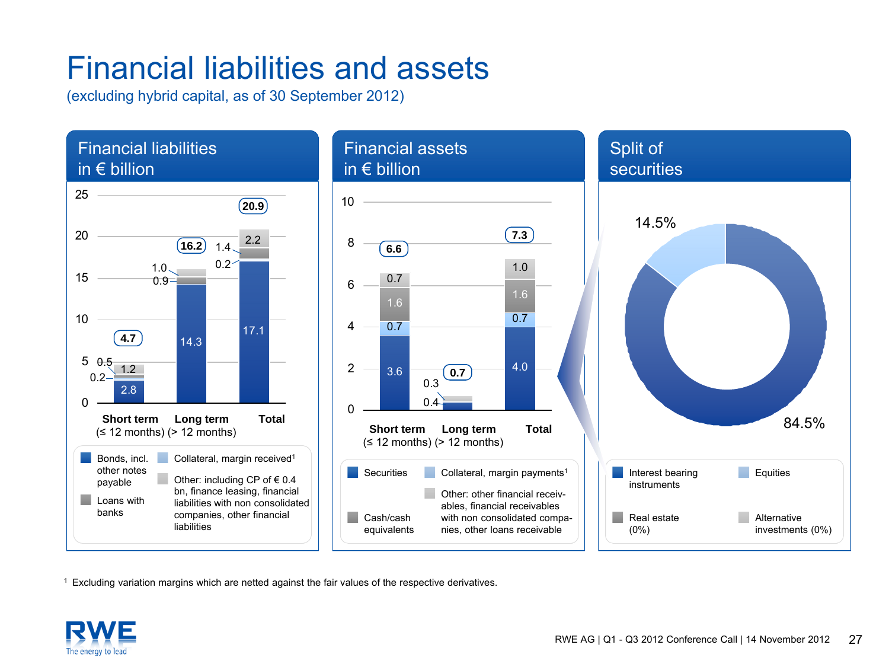# Financial liabilities and assets

(excluding hybrid capital, as of 30 September 2012)

## Financial liabilities in € billion

| | Short term (≤ 12 months) | Long term (> 12 months) | Total |
|---|---|---|---|
| Bonds, incl. other notes payable | 2.8 | 14.3 | 17.1 |
| Collateral, margin received[1] | 0.2 | – | 0.2 |
| Loans with banks | 0.5 | 0.9 | 1.4 |
| Other: including CP of € 0.4 bn, finance leasing, financial liabilities with non consolidated companies, other financial liabilities | 1.2 | 1.0 | 2.2 |
| **Total** | **4.7** | **16.2** | **20.9** |

## Financial assets in € billion

| | Short term (≤ 12 months) | Long term (> 12 months) | Total |
|---|---|---|---|
| Securities | 3.6 | 0.4 | 4.0 |
| Collateral, margin payments[1] | 0.7 | – | 0.7 |
| Cash/cash equivalents | 1.6 | – | 1.6 |
| Other: other financial receivables, financial receivables with non consolidated companies, other loans receivable | 0.7 | 0.3 | 1.0 |
| **Total** | **6.6** | **0.7** | **7.3** |

## Split of securities

- Interest bearing instruments: 84.5%
- Equities: 14.5%
- Real estate (0%)
- Alternative investments (0%)

[1] Excluding variation margins which are netted against the fair values of the respective derivatives.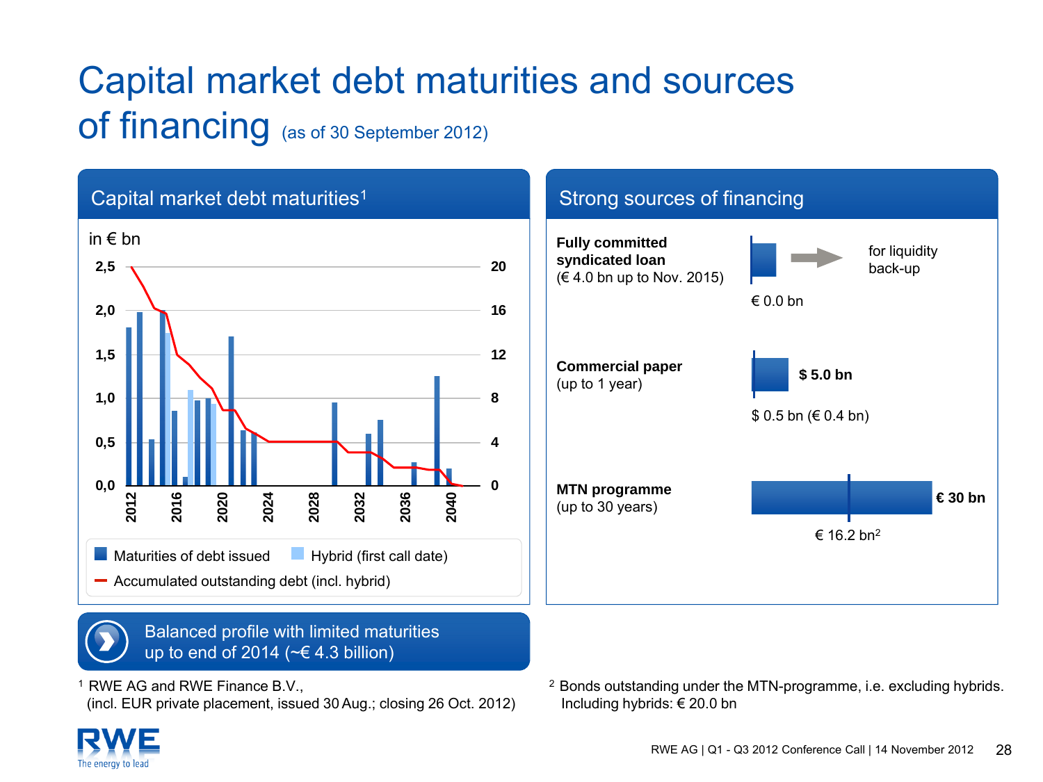# Capital market debt maturities and sources of financing (as of 30 September 2012)

## Capital market debt maturities[1]

in € bn

Left axis: 0,0 – 2,5; right axis: 0 – 20; x-axis: 2012, 2016, 2020, 2024, 2028, 2032, 2036, 2040

- Maturities of debt issued
- Hybrid (first call date)
- Accumulated outstanding debt (incl. hybrid)

## Strong sources of financing

**Fully committed syndicated loan**
(€ 4.0 bn up to Nov. 2015)

€ 0.0 bn → for liquidity back-up

**Commercial paper**
(up to 1 year)

**$ 5.0 bn**

$ 0.5 bn (€ 0.4 bn)

**MTN programme**
(up to 30 years)

**€ 30 bn**

€ 16.2 bn[2]

**Balanced profile with limited maturities up to end of 2014 (~€ 4.3 billion)**

[1] RWE AG and RWE Finance B.V., (incl. EUR private placement, issued 30 Aug.; closing 26 Oct. 2012)

[2] Bonds outstanding under the MTN-programme, i.e. excluding hybrids. Including hybrids: € 20.0 bn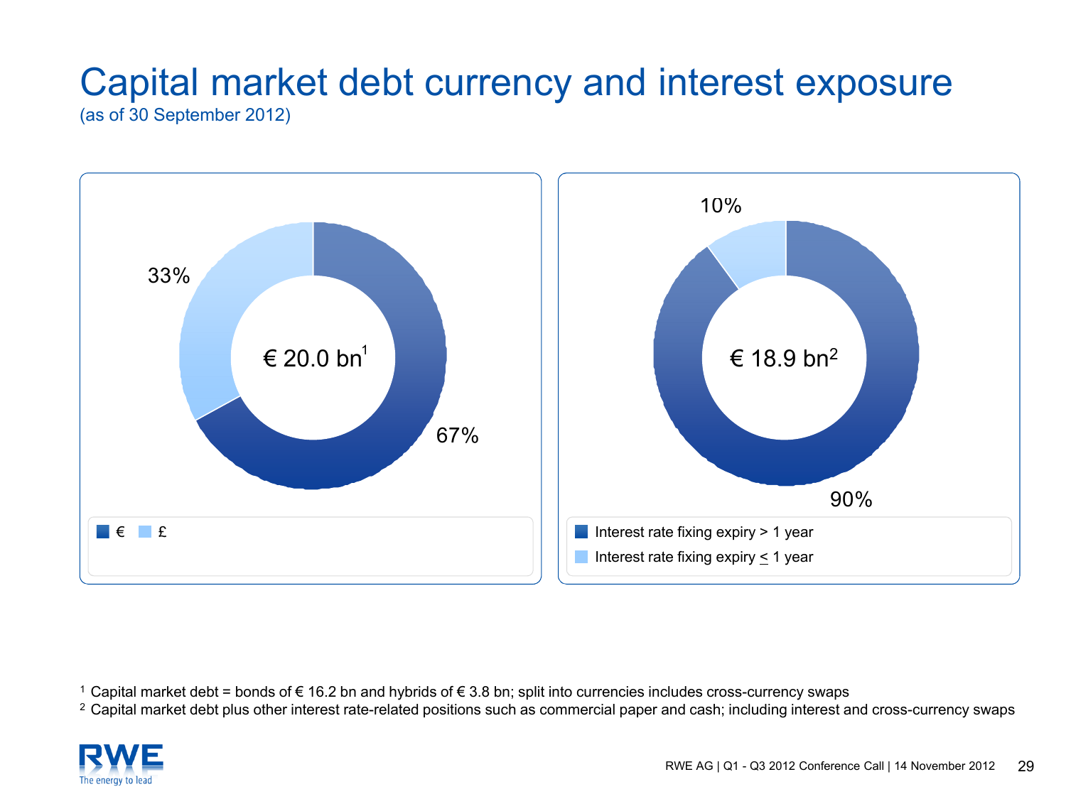# Capital market debt currency and interest exposure

(as of 30 September 2012)

€ 20.0 bn[1]

- €: 67%
- £: 33%

€ 18.9 bn[2]

- Interest rate fixing expiry > 1 year: 90%
- Interest rate fixing expiry ≤ 1 year: 10%

[1] Capital market debt = bonds of € 16.2 bn and hybrids of € 3.8 bn; split into currencies includes cross-currency swaps

[2] Capital market debt plus other interest rate-related positions such as commercial paper and cash; including interest and cross-currency swaps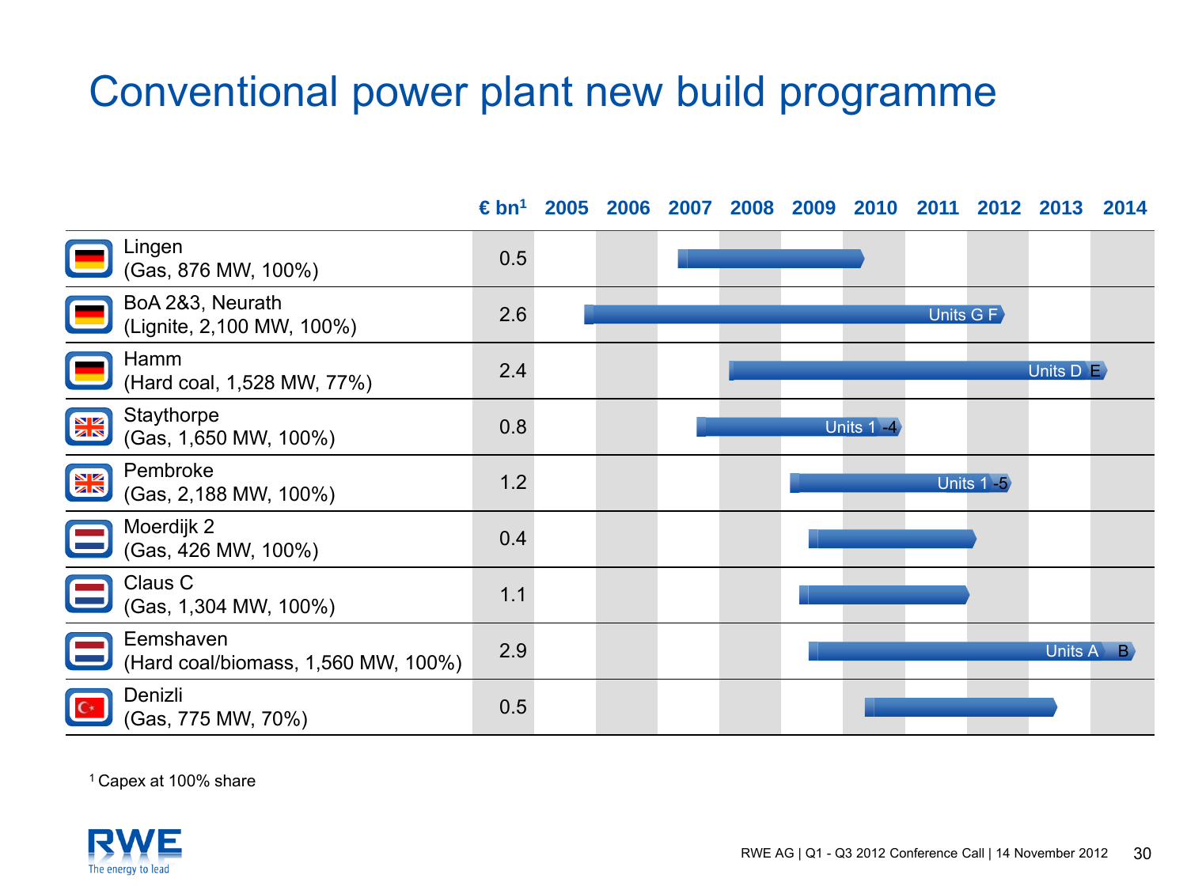# Conventional power plant new build programme

| | € bn[1] | 2005 | 2006 | 2007 | 2008 | 2009 | 2010 | 2011 | 2012 | 2013 | 2014 |
|---|---|---|---|---|---|---|---|---|---|---|---|
| Lingen (Gas, 876 MW, 100%) | 0.5 | | | | | | | | | | |
| BoA 2&3, Neurath (Lignite, 2,100 MW, 100%) | 2.6 | | | | | | | Units G F | | | |
| Hamm (Hard coal, 1,528 MW, 77%) | 2.4 | | | | | | | | | Units D E | |
| Staythorpe (Gas, 1,650 MW, 100%) | 0.8 | | | | | Units 1 -4 | | | | | |
| Pembroke (Gas, 2,188 MW, 100%) | 1.2 | | | | | | | Units 1 -5 | | | |
| Moerdijk 2 (Gas, 426 MW, 100%) | 0.4 | | | | | | | | | | |
| Claus C (Gas, 1,304 MW, 100%) | 1.1 | | | | | | | | | | |
| Eemshaven (Hard coal/biomass, 1,560 MW, 100%) | 2.9 | | | | | | | | | Units A B | |
| Denizli (Gas, 775 MW, 70%) | 0.5 | | | | | | | | | | |

[1] Capex at 100% share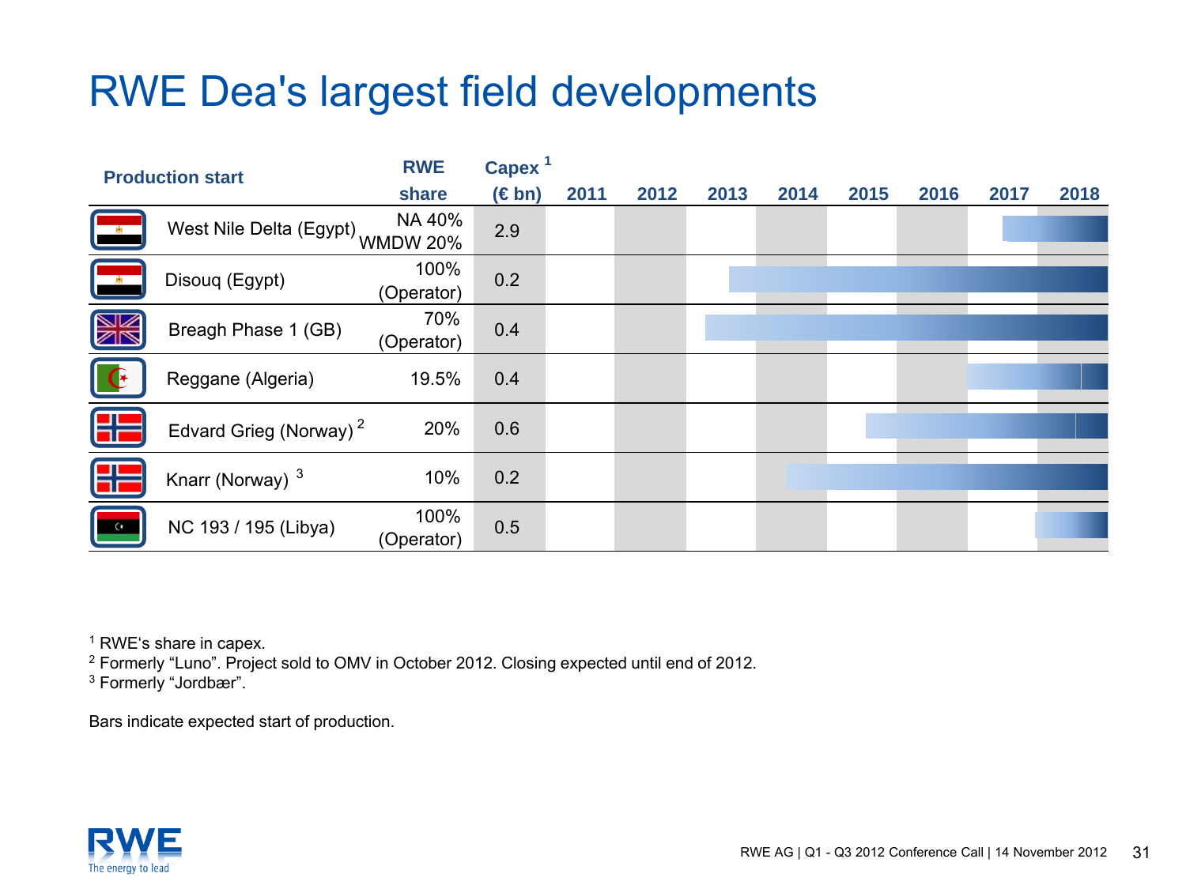# RWE Dea's largest field developments

| Production start | RWE share | Capex [1] (€ bn) | 2011 | 2012 | 2013 | 2014 | 2015 | 2016 | 2017 | 2018 |
|---|---|---|---|---|---|---|---|---|---|---|
| West Nile Delta (Egypt) | NA 40% WMDW 20% | 2.9 | | | | | | | ■ | ■ |
| Disouq (Egypt) | 100% (Operator) | 0.2 | | | ■ | ■ | ■ | ■ | ■ | ■ |
| Breagh Phase 1 (GB) | 70% (Operator) | 0.4 | | | ■ | ■ | ■ | ■ | ■ | ■ |
| Reggane (Algeria) | 19.5% | 0.4 | | | | | | | ■ | ■ |
| Edvard Grieg (Norway) [2] | 20% | 0.6 | | | | | ■ | ■ | ■ | ■ |
| Knarr (Norway) [3] | 10% | 0.2 | | | | ■ | ■ | ■ | ■ | ■ |
| NC 193 / 195 (Libya) | 100% (Operator) | 0.5 | | | | | | | | ■ |

[1] RWE's share in capex.
[2] Formerly "Luno". Project sold to OMV in October 2012. Closing expected until end of 2012.
[3] Formerly "Jordbær".

Bars indicate expected start of production.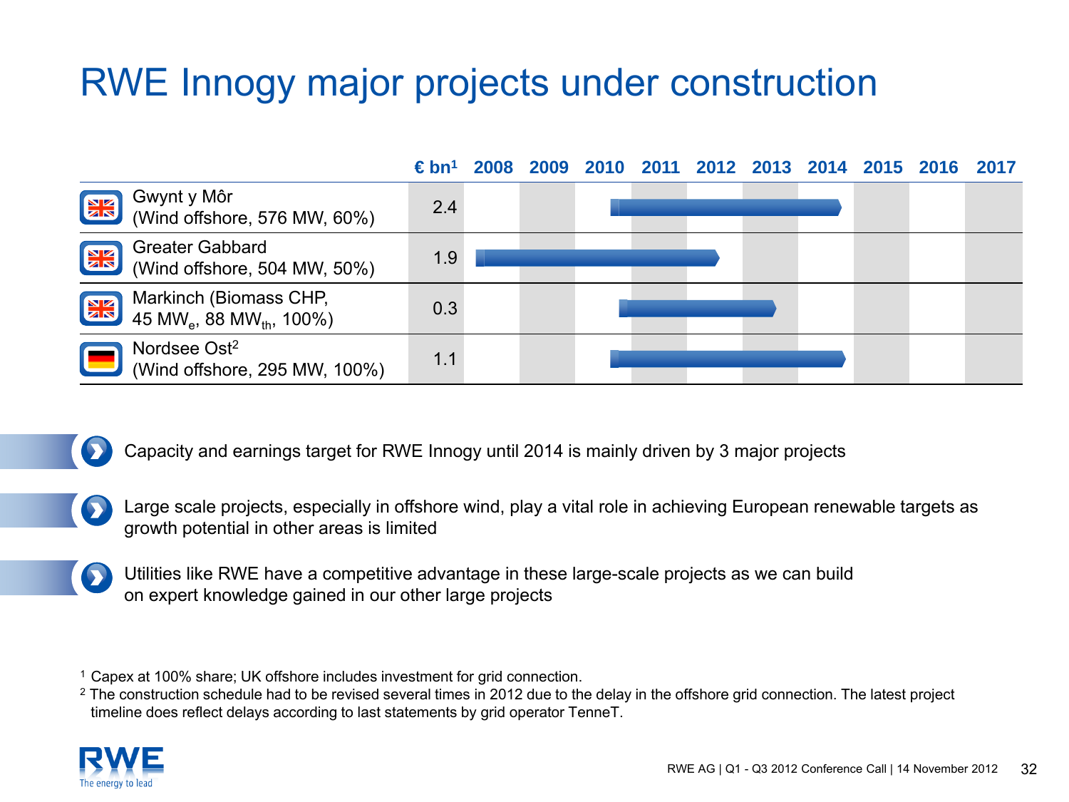# RWE Innogy major projects under construction

| | € bn[1] | 2008 | 2009 | 2010 | 2011 | 2012 | 2013 | 2014 | 2015 | 2016 | 2017 |
|---|---|---|---|---|---|---|---|---|---|---|---|
| Gwynt y Môr (Wind offshore, 576 MW, 60%) | 2.4 | | | ■ | ■ | ■ | ■ | ■ | | | |
| Greater Gabbard (Wind offshore, 504 MW, 50%) | 1.9 | ■ | ■ | ■ | ■ | | | | | | |
| Markinch (Biomass CHP, 45 $MW_e$, 88 $MW_{th}$, 100%) | 0.3 | | | ■ | ■ | ■ | | | | | |
| Nordsee Ost[2] (Wind offshore, 295 MW, 100%) | 1.1 | | | ■ | ■ | ■ | ■ | ■ | | | |

- Capacity and earnings target for RWE Innogy until 2014 is mainly driven by 3 major projects
- Large scale projects, especially in offshore wind, play a vital role in achieving European renewable targets as growth potential in other areas is limited
- Utilities like RWE have a competitive advantage in these large-scale projects as we can build on expert knowledge gained in our other large projects

[1] Capex at 100% share; UK offshore includes investment for grid connection.
[2] The construction schedule had to be revised several times in 2012 due to the delay in the offshore grid connection. The latest project timeline does reflect delays according to last statements by grid operator TenneT.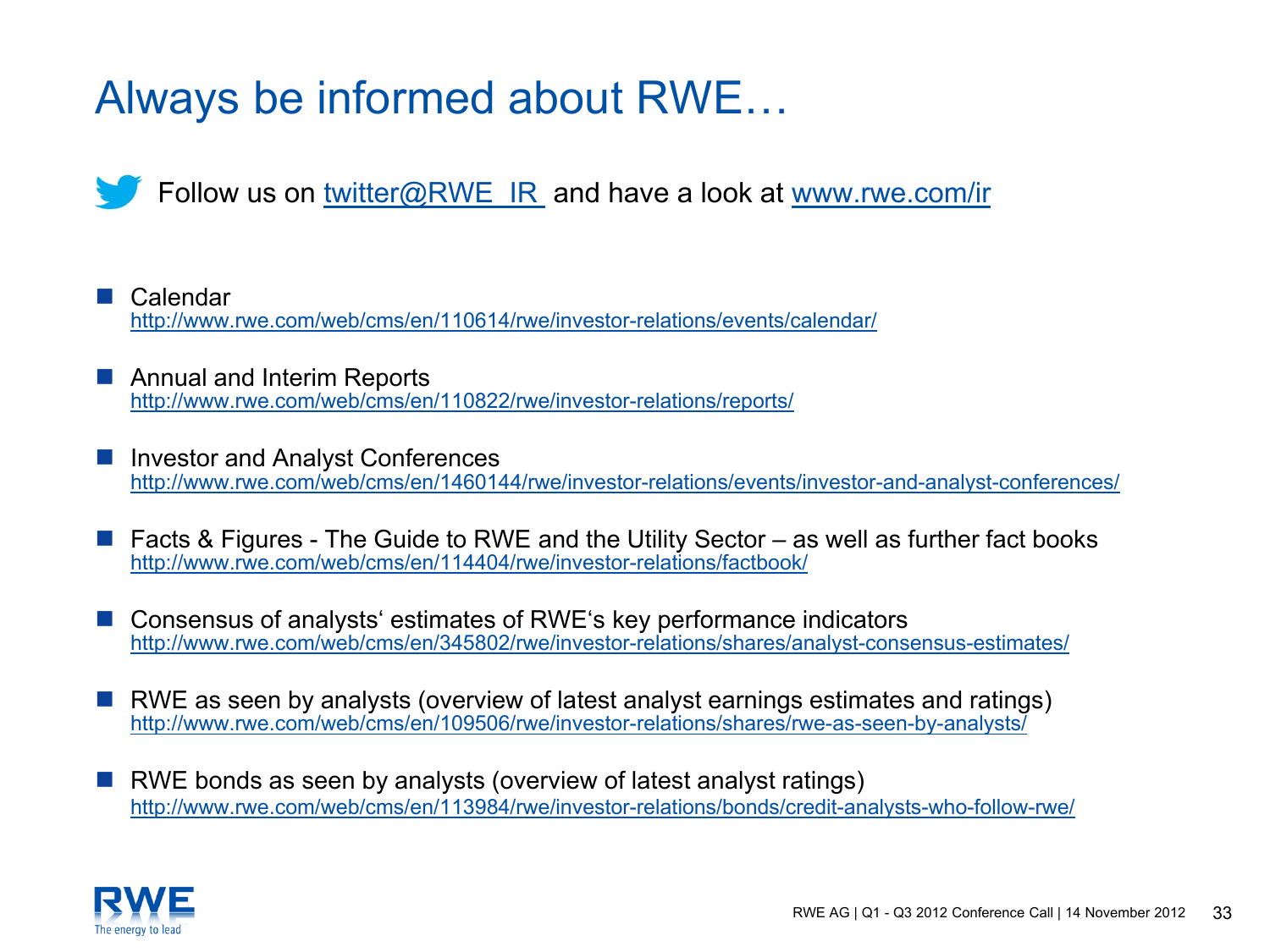# Always be informed about RWE…

Follow us on twitter@RWE_IR and have a look at www.rwe.com/ir

- Calendar
  http://www.rwe.com/web/cms/en/110614/rwe/investor-relations/events/calendar/
- Annual and Interim Reports
  http://www.rwe.com/web/cms/en/110822/rwe/investor-relations/reports/
- Investor and Analyst Conferences
  http://www.rwe.com/web/cms/en/1460144/rwe/investor-relations/events/investor-and-analyst-conferences/
- Facts & Figures - The Guide to RWE and the Utility Sector – as well as further fact books
  http://www.rwe.com/web/cms/en/114404/rwe/investor-relations/factbook/
- Consensus of analysts' estimates of RWE's key performance indicators
  http://www.rwe.com/web/cms/en/345802/rwe/investor-relations/shares/analyst-consensus-estimates/
- RWE as seen by analysts (overview of latest analyst earnings estimates and ratings)
  http://www.rwe.com/web/cms/en/109506/rwe/investor-relations/shares/rwe-as-seen-by-analysts/
- RWE bonds as seen by analysts (overview of latest analyst ratings)
  http://www.rwe.com/web/cms/en/113984/rwe/investor-relations/bonds/credit-analysts-who-follow-rwe/